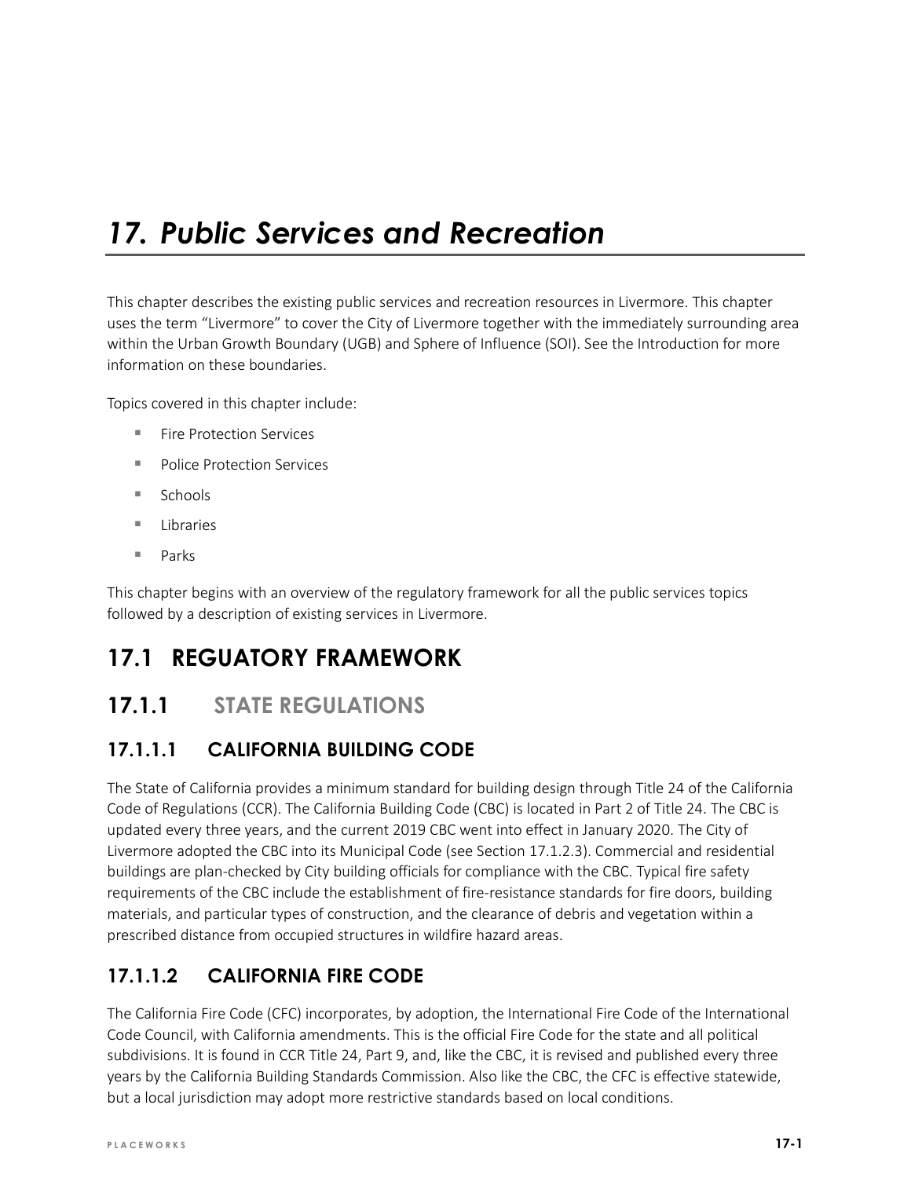# *17. Public Services and Recreation*

This chapter describes the existing public services and recreation resources in Livermore. This chapter uses the term “Livermore” to cover the City of Livermore together with the immediately surrounding area within the Urban Growth Boundary (UGB) and Sphere of Influence (SOI). See the Introduction for more information on these boundaries.

Topics covered in this chapter include:

- Fire Protection Services
- Police Protection Services
- Schools
- Libraries
- Parks

This chapter begins with an overview of the regulatory framework for all the public services topics followed by a description of existing services in Livermore.

## 17.1 REGUATORY FRAMEWORK

### 17.1.1 STATE REGULATIONS

#### 17.1.1.1 CALIFORNIA BUILDING CODE

The State of California provides a minimum standard for building design through Title 24 of the California Code of Regulations (CCR). The California Building Code (CBC) is located in Part 2 of Title 24. The CBC is updated every three years, and the current 2019 CBC went into effect in January 2020. The City of Livermore adopted the CBC into its Municipal Code (see Section 17.1.2.3). Commercial and residential buildings are plan-checked by City building officials for compliance with the CBC. Typical fire safety requirements of the CBC include the establishment of fire-resistance standards for fire doors, building materials, and particular types of construction, and the clearance of debris and vegetation within a prescribed distance from occupied structures in wildfire hazard areas.

#### 17.1.1.2 CALIFORNIA FIRE CODE

The California Fire Code (CFC) incorporates, by adoption, the International Fire Code of the International Code Council, with California amendments. This is the official Fire Code for the state and all political subdivisions. It is found in CCR Title 24, Part 9, and, like the CBC, it is revised and published every three years by the California Building Standards Commission. Also like the CBC, the CFC is effective statewide, but a local jurisdiction may adopt more restrictive standards based on local conditions.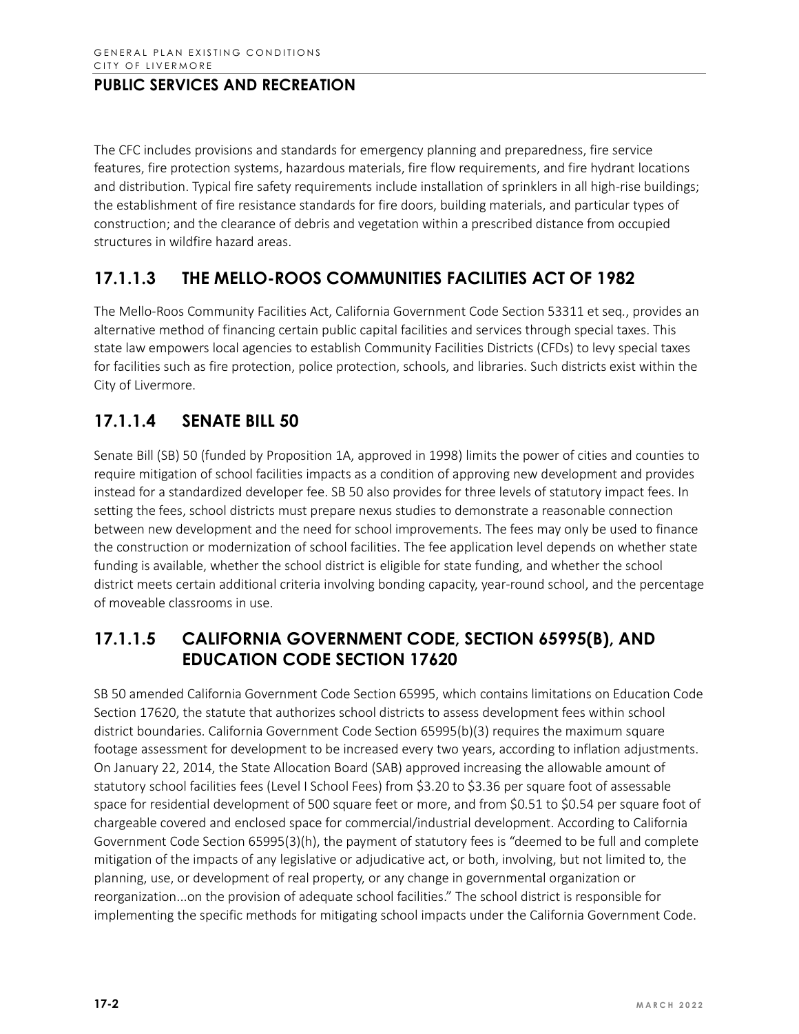The CFC includes provisions and standards for emergency planning and preparedness, fire service features, fire protection systems, hazardous materials, fire flow requirements, and fire hydrant locations and distribution. Typical fire safety requirements include installation of sprinklers in all high-rise buildings; the establishment of fire resistance standards for fire doors, building materials, and particular types of construction; and the clearance of debris and vegetation within a prescribed distance from occupied structures in wildfire hazard areas.

### 17.1.1.3 THE MELLO-ROOS COMMUNITIES FACILITIES ACT OF 1982

The Mello-Roos Community Facilities Act, California Government Code Section 53311 et seq., provides an alternative method of financing certain public capital facilities and services through special taxes. This state law empowers local agencies to establish Community Facilities Districts (CFDs) to levy special taxes for facilities such as fire protection, police protection, schools, and libraries. Such districts exist within the City of Livermore.

### 17.1.1.4 SENATE BILL 50

Senate Bill (SB) 50 (funded by Proposition 1A, approved in 1998) limits the power of cities and counties to require mitigation of school facilities impacts as a condition of approving new development and provides instead for a standardized developer fee. SB 50 also provides for three levels of statutory impact fees. In setting the fees, school districts must prepare nexus studies to demonstrate a reasonable connection between new development and the need for school improvements. The fees may only be used to finance the construction or modernization of school facilities. The fee application level depends on whether state funding is available, whether the school district is eligible for state funding, and whether the school district meets certain additional criteria involving bonding capacity, year-round school, and the percentage of moveable classrooms in use.

### 17.1.1.5 CALIFORNIA GOVERNMENT CODE, SECTION 65995(B), AND EDUCATION CODE SECTION 17620

SB 50 amended California Government Code Section 65995, which contains limitations on Education Code Section 17620, the statute that authorizes school districts to assess development fees within school district boundaries. California Government Code Section 65995(b)(3) requires the maximum square footage assessment for development to be increased every two years, according to inflation adjustments. On January 22, 2014, the State Allocation Board (SAB) approved increasing the allowable amount of statutory school facilities fees (Level I School Fees) from $3.20 to $3.36 per square foot of assessable space for residential development of 500 square feet or more, and from $0.51 to $0.54 per square foot of chargeable covered and enclosed space for commercial/industrial development. According to California Government Code Section 65995(3)(h), the payment of statutory fees is "deemed to be full and complete mitigation of the impacts of any legislative or adjudicative act, or both, involving, but not limited to, the planning, use, or development of real property, or any change in governmental organization or reorganization...on the provision of adequate school facilities." The school district is responsible for implementing the specific methods for mitigating school impacts under the California Government Code.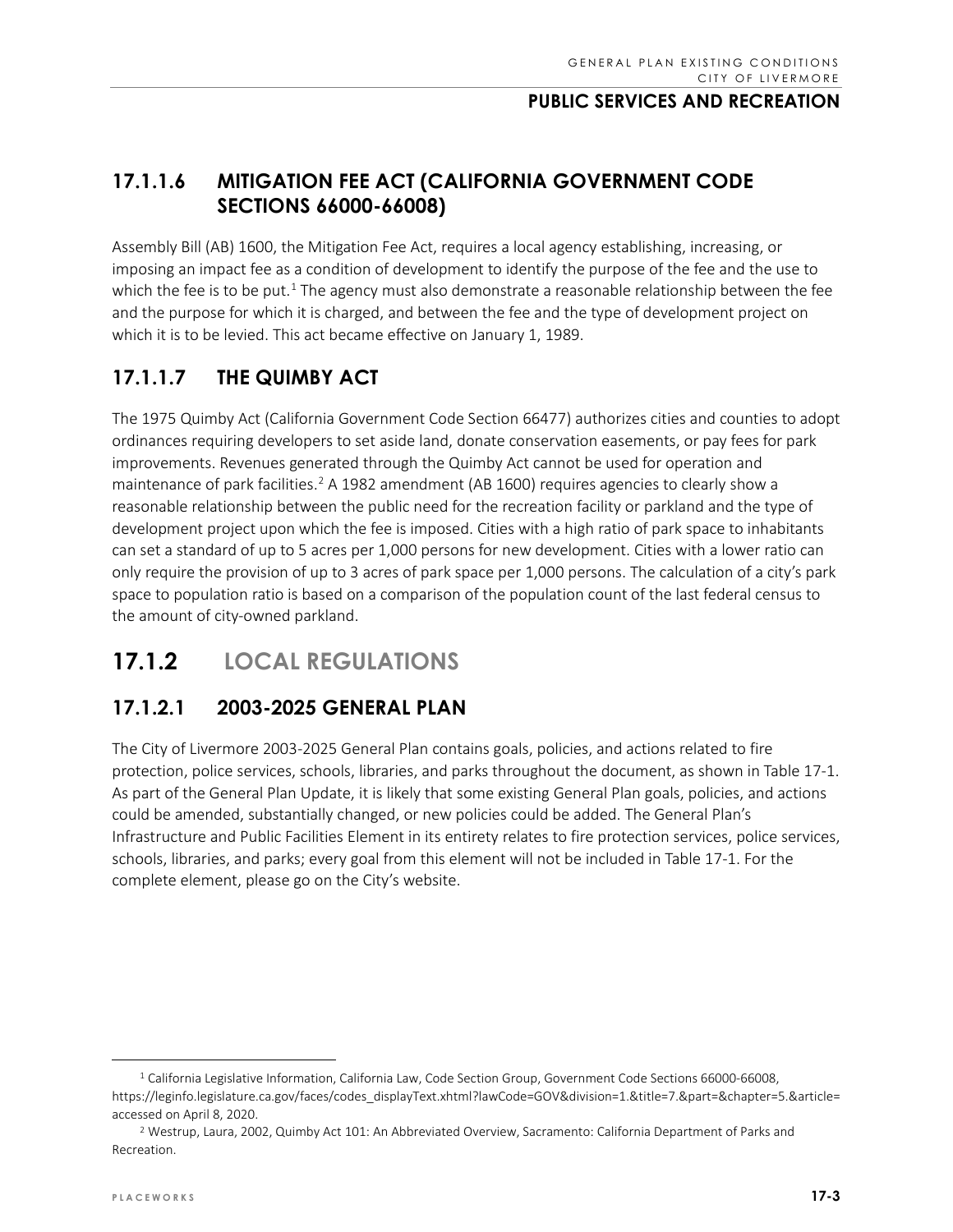### 17.1.1.6 MITIGATION FEE ACT (CALIFORNIA GOVERNMENT CODE SECTIONS 66000-66008)

Assembly Bill (AB) 1600, the Mitigation Fee Act, requires a local agency establishing, increasing, or imposing an impact fee as a condition of development to identify the purpose of the fee and the use to which the fee is to be put.[1] The agency must also demonstrate a reasonable relationship between the fee and the purpose for which it is charged, and between the fee and the type of development project on which it is to be levied. This act became effective on January 1, 1989.

### 17.1.1.7 THE QUIMBY ACT

The 1975 Quimby Act (California Government Code Section 66477) authorizes cities and counties to adopt ordinances requiring developers to set aside land, donate conservation easements, or pay fees for park improvements. Revenues generated through the Quimby Act cannot be used for operation and maintenance of park facilities.[2] A 1982 amendment (AB 1600) requires agencies to clearly show a reasonable relationship between the public need for the recreation facility or parkland and the type of development project upon which the fee is imposed. Cities with a high ratio of park space to inhabitants can set a standard of up to 5 acres per 1,000 persons for new development. Cities with a lower ratio can only require the provision of up to 3 acres of park space per 1,000 persons. The calculation of a city's park space to population ratio is based on a comparison of the population count of the last federal census to the amount of city-owned parkland.

## 17.1.2 LOCAL REGULATIONS

### 17.1.2.1 2003-2025 GENERAL PLAN

The City of Livermore 2003-2025 General Plan contains goals, policies, and actions related to fire protection, police services, schools, libraries, and parks throughout the document, as shown in Table 17-1. As part of the General Plan Update, it is likely that some existing General Plan goals, policies, and actions could be amended, substantially changed, or new policies could be added. The General Plan's Infrastructure and Public Facilities Element in its entirety relates to fire protection services, police services, schools, libraries, and parks; every goal from this element will not be included in Table 17-1. For the complete element, please go on the City's website.

---

[1] California Legislative Information, California Law, Code Section Group, Government Code Sections 66000-66008, https://leginfo.legislature.ca.gov/faces/codes_displayText.xhtml?lawCode=GOV&division=1.&title=7.&part=&chapter=5.&article= accessed on April 8, 2020.

[2] Westrup, Laura, 2002, Quimby Act 101: An Abbreviated Overview, Sacramento: California Department of Parks and Recreation.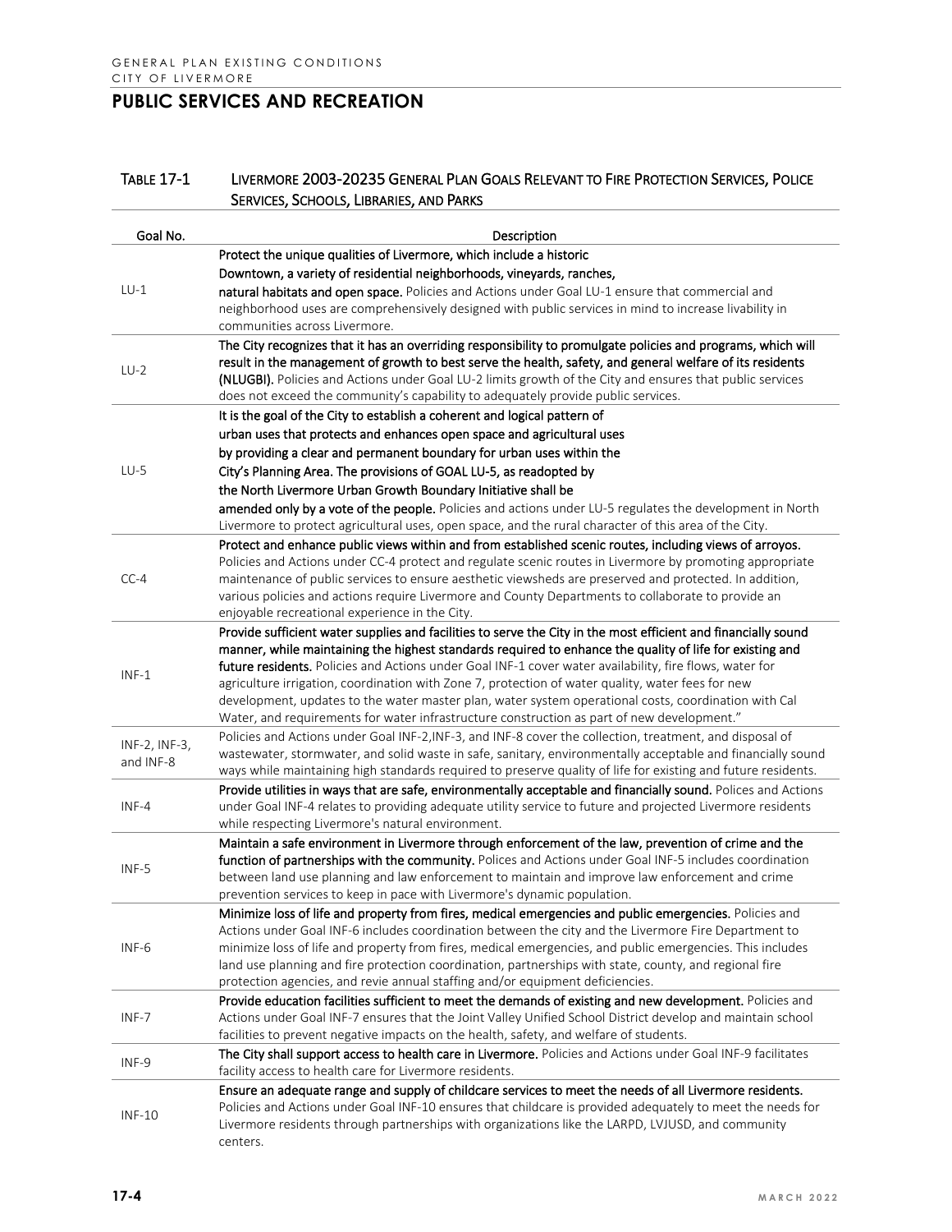# PUBLIC SERVICES AND RECREATION

TABLE 17-1 LIVERMORE 2003-20235 GENERAL PLAN GOALS RELEVANT TO FIRE PROTECTION SERVICES, POLICE SERVICES, SCHOOLS, LIBRARIES, AND PARKS

| Goal No. | Description |
|---|---|
| LU-1 | **Protect the unique qualities of Livermore, which include a historic Downtown, a variety of residential neighborhoods, vineyards, ranches, natural habitats and open space.** Policies and Actions under Goal LU-1 ensure that commercial and neighborhood uses are comprehensively designed with public services in mind to increase livability in communities across Livermore. |
| LU-2 | **The City recognizes that it has an overriding responsibility to promulgate policies and programs, which will result in the management of growth to best serve the health, safety, and general welfare of its residents (NLUGBI).** Policies and Actions under Goal LU-2 limits growth of the City and ensures that public services does not exceed the community's capability to adequately provide public services. |
| LU-5 | **It is the goal of the City to establish a coherent and logical pattern of urban uses that protects and enhances open space and agricultural uses by providing a clear and permanent boundary for urban uses within the City's Planning Area. The provisions of GOAL LU-5, as readopted by the North Livermore Urban Growth Boundary Initiative shall be amended only by a vote of the people.** Policies and actions under LU-5 regulates the development in North Livermore to protect agricultural uses, open space, and the rural character of this area of the City. |
| CC-4 | **Protect and enhance public views within and from established scenic routes, including views of arroyos.** Policies and Actions under CC-4 protect and regulate scenic routes in Livermore by promoting appropriate maintenance of public services to ensure aesthetic viewsheds are preserved and protected. In addition, various policies and actions require Livermore and County Departments to collaborate to provide an enjoyable recreational experience in the City. |
| INF-1 | **Provide sufficient water supplies and facilities to serve the City in the most efficient and financially sound manner, while maintaining the highest standards required to enhance the quality of life for existing and future residents.** Policies and Actions under Goal INF-1 cover water availability, fire flows, water for agriculture irrigation, coordination with Zone 7, protection of water quality, water fees for new development, updates to the water master plan, water system operational costs, coordination with Cal Water, and requirements for water infrastructure construction as part of new development." |
| INF-2, INF-3, and INF-8 | Policies and Actions under Goal INF-2,INF-3, and INF-8 cover the collection, treatment, and disposal of wastewater, stormwater, and solid waste in safe, sanitary, environmentally acceptable and financially sound ways while maintaining high standards required to preserve quality of life for existing and future residents. |
| INF-4 | **Provide utilities in ways that are safe, environmentally acceptable and financially sound.** Polices and Actions under Goal INF-4 relates to providing adequate utility service to future and projected Livermore residents while respecting Livermore's natural environment. |
| INF-5 | **Maintain a safe environment in Livermore through enforcement of the law, prevention of crime and the function of partnerships with the community.** Polices and Actions under Goal INF-5 includes coordination between land use planning and law enforcement to maintain and improve law enforcement and crime prevention services to keep in pace with Livermore's dynamic population. |
| INF-6 | **Minimize loss of life and property from fires, medical emergencies and public emergencies.** Policies and Actions under Goal INF-6 includes coordination between the city and the Livermore Fire Department to minimize loss of life and property from fires, medical emergencies, and public emergencies. This includes land use planning and fire protection coordination, partnerships with state, county, and regional fire protection agencies, and revie annual staffing and/or equipment deficiencies. |
| INF-7 | **Provide education facilities sufficient to meet the demands of existing and new development.** Policies and Actions under Goal INF-7 ensures that the Joint Valley Unified School District develop and maintain school facilities to prevent negative impacts on the health, safety, and welfare of students. |
| INF-9 | **The City shall support access to health care in Livermore.** Policies and Actions under Goal INF-9 facilitates facility access to health care for Livermore residents. |
| INF-10 | **Ensure an adequate range and supply of childcare services to meet the needs of all Livermore residents.** Policies and Actions under Goal INF-10 ensures that childcare is provided adequately to meet the needs for Livermore residents through partnerships with organizations like the LARPD, LVJUSD, and community centers. |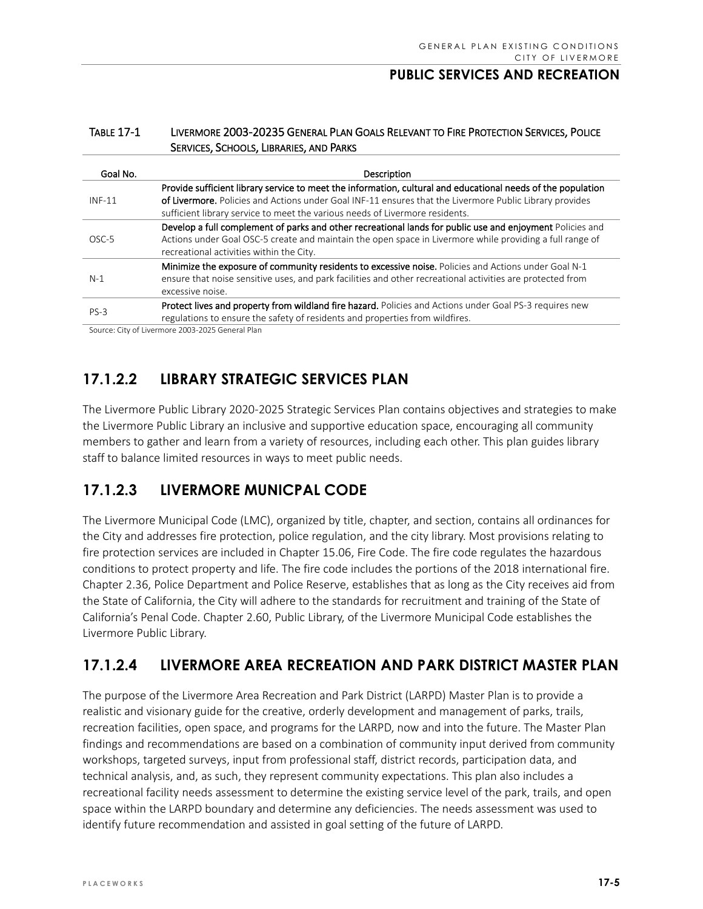**Table 17-1 Livermore 2003-20235 General Plan Goals Relevant to Fire Protection Services, Police Services, Schools, Libraries, and Parks**

| Goal No. | Description |
|---|---|
| INF-11 | **Provide sufficient library service to meet the information, cultural and educational needs of the population of Livermore.** Policies and Actions under Goal INF-11 ensures that the Livermore Public Library provides sufficient library service to meet the various needs of Livermore residents. |
| OSC-5 | **Develop a full complement of parks and other recreational lands for public use and enjoyment** Policies and Actions under Goal OSC-5 create and maintain the open space in Livermore while providing a full range of recreational activities within the City. |
| N-1 | **Minimize the exposure of community residents to excessive noise.** Policies and Actions under Goal N-1 ensure that noise sensitive uses, and park facilities and other recreational activities are protected from excessive noise. |
| PS-3 | **Protect lives and property from wildland fire hazard.** Policies and Actions under Goal PS-3 requires new regulations to ensure the safety of residents and properties from wildfires. |

Source: City of Livermore 2003-2025 General Plan

### 17.1.2.2 LIBRARY STRATEGIC SERVICES PLAN

The Livermore Public Library 2020-2025 Strategic Services Plan contains objectives and strategies to make the Livermore Public Library an inclusive and supportive education space, encouraging all community members to gather and learn from a variety of resources, including each other. This plan guides library staff to balance limited resources in ways to meet public needs.

### 17.1.2.3 LIVERMORE MUNICPAL CODE

The Livermore Municipal Code (LMC), organized by title, chapter, and section, contains all ordinances for the City and addresses fire protection, police regulation, and the city library. Most provisions relating to fire protection services are included in Chapter 15.06, Fire Code. The fire code regulates the hazardous conditions to protect property and life. The fire code includes the portions of the 2018 international fire. Chapter 2.36, Police Department and Police Reserve, establishes that as long as the City receives aid from the State of California, the City will adhere to the standards for recruitment and training of the State of California's Penal Code. Chapter 2.60, Public Library, of the Livermore Municipal Code establishes the Livermore Public Library.

### 17.1.2.4 LIVERMORE AREA RECREATION AND PARK DISTRICT MASTER PLAN

The purpose of the Livermore Area Recreation and Park District (LARPD) Master Plan is to provide a realistic and visionary guide for the creative, orderly development and management of parks, trails, recreation facilities, open space, and programs for the LARPD, now and into the future. The Master Plan findings and recommendations are based on a combination of community input derived from community workshops, targeted surveys, input from professional staff, district records, participation data, and technical analysis, and, as such, they represent community expectations. This plan also includes a recreational facility needs assessment to determine the existing service level of the park, trails, and open space within the LARPD boundary and determine any deficiencies. The needs assessment was used to identify future recommendation and assisted in goal setting of the future of LARPD.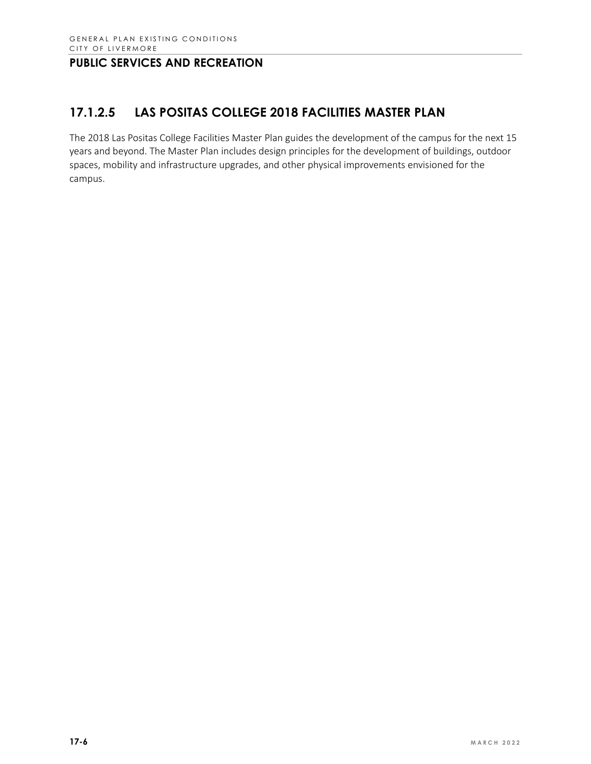### 17.1.2.5 LAS POSITAS COLLEGE 2018 FACILITIES MASTER PLAN

The 2018 Las Positas College Facilities Master Plan guides the development of the campus for the next 15 years and beyond. The Master Plan includes design principles for the development of buildings, outdoor spaces, mobility and infrastructure upgrades, and other physical improvements envisioned for the campus.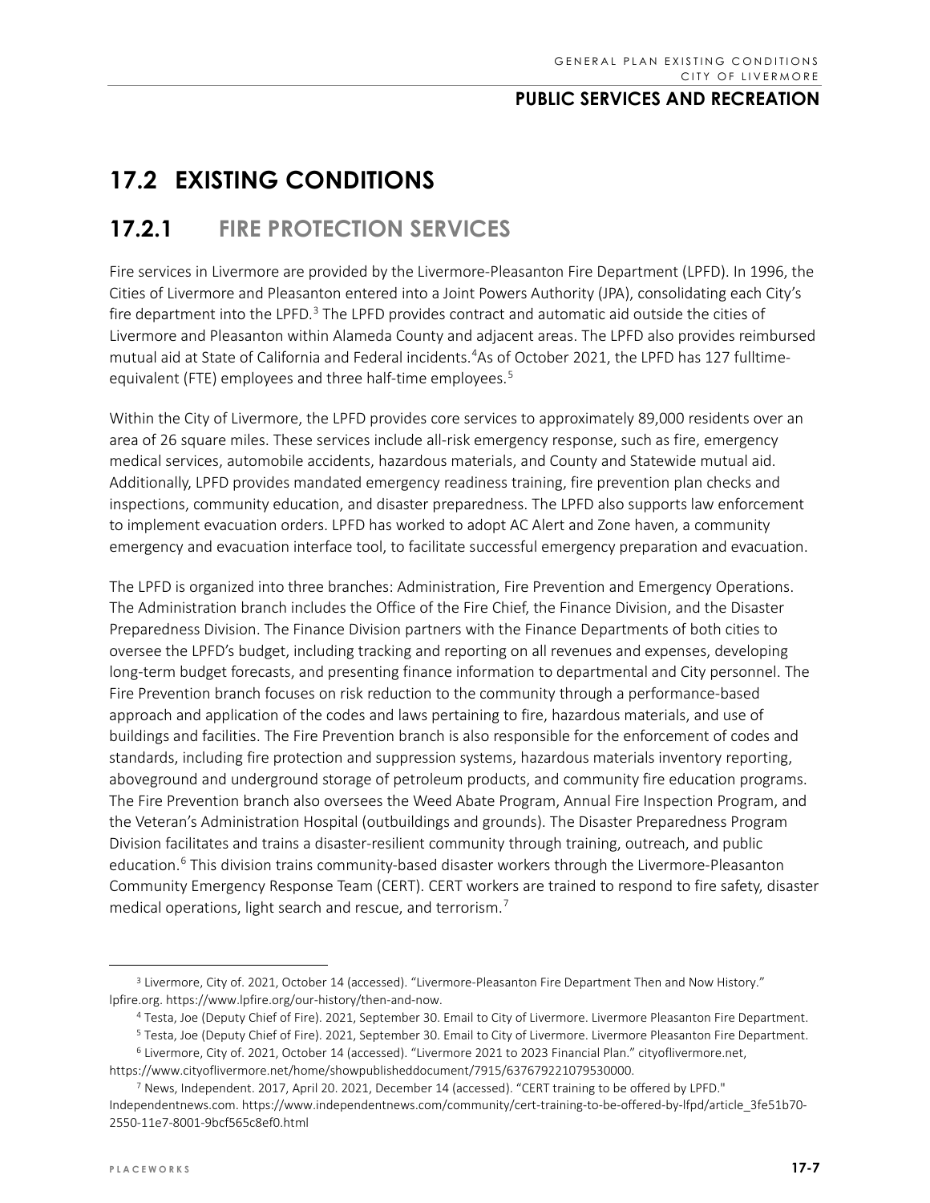# 17.2 EXISTING CONDITIONS

## 17.2.1 FIRE PROTECTION SERVICES

Fire services in Livermore are provided by the Livermore-Pleasanton Fire Department (LPFD). In 1996, the Cities of Livermore and Pleasanton entered into a Joint Powers Authority (JPA), consolidating each City's fire department into the LPFD.[3] The LPFD provides contract and automatic aid outside the cities of Livermore and Pleasanton within Alameda County and adjacent areas. The LPFD also provides reimbursed mutual aid at State of California and Federal incidents.[4]As of October 2021, the LPFD has 127 fulltime-equivalent (FTE) employees and three half-time employees.[5]

Within the City of Livermore, the LPFD provides core services to approximately 89,000 residents over an area of 26 square miles. These services include all-risk emergency response, such as fire, emergency medical services, automobile accidents, hazardous materials, and County and Statewide mutual aid. Additionally, LPFD provides mandated emergency readiness training, fire prevention plan checks and inspections, community education, and disaster preparedness. The LPFD also supports law enforcement to implement evacuation orders. LPFD has worked to adopt AC Alert and Zone haven, a community emergency and evacuation interface tool, to facilitate successful emergency preparation and evacuation.

The LPFD is organized into three branches: Administration, Fire Prevention and Emergency Operations. The Administration branch includes the Office of the Fire Chief, the Finance Division, and the Disaster Preparedness Division. The Finance Division partners with the Finance Departments of both cities to oversee the LPFD's budget, including tracking and reporting on all revenues and expenses, developing long-term budget forecasts, and presenting finance information to departmental and City personnel. The Fire Prevention branch focuses on risk reduction to the community through a performance-based approach and application of the codes and laws pertaining to fire, hazardous materials, and use of buildings and facilities. The Fire Prevention branch is also responsible for the enforcement of codes and standards, including fire protection and suppression systems, hazardous materials inventory reporting, aboveground and underground storage of petroleum products, and community fire education programs. The Fire Prevention branch also oversees the Weed Abate Program, Annual Fire Inspection Program, and the Veteran's Administration Hospital (outbuildings and grounds). The Disaster Preparedness Program Division facilitates and trains a disaster-resilient community through training, outreach, and public education.[6] This division trains community-based disaster workers through the Livermore-Pleasanton Community Emergency Response Team (CERT). CERT workers are trained to respond to fire safety, disaster medical operations, light search and rescue, and terrorism.[7]

---

[3] Livermore, City of. 2021, October 14 (accessed). "Livermore-Pleasanton Fire Department Then and Now History." lpfire.org. https://www.lpfire.org/our-history/then-and-now.

[4] Testa, Joe (Deputy Chief of Fire). 2021, September 30. Email to City of Livermore. Livermore Pleasanton Fire Department.

[5] Testa, Joe (Deputy Chief of Fire). 2021, September 30. Email to City of Livermore. Livermore Pleasanton Fire Department.

[6] Livermore, City of. 2021, October 14 (accessed). "Livermore 2021 to 2023 Financial Plan." cityoflivermore.net, https://www.cityoflivermore.net/home/showpublisheddocument/7915/637679221079530000.

[7] News, Independent. 2017, April 20. 2021, December 14 (accessed). "CERT training to be offered by LPFD." Independentnews.com. https://www.independentnews.com/community/cert-training-to-be-offered-by-lfpd/article_3fe51b70-2550-11e7-8001-9bcf565c8ef0.html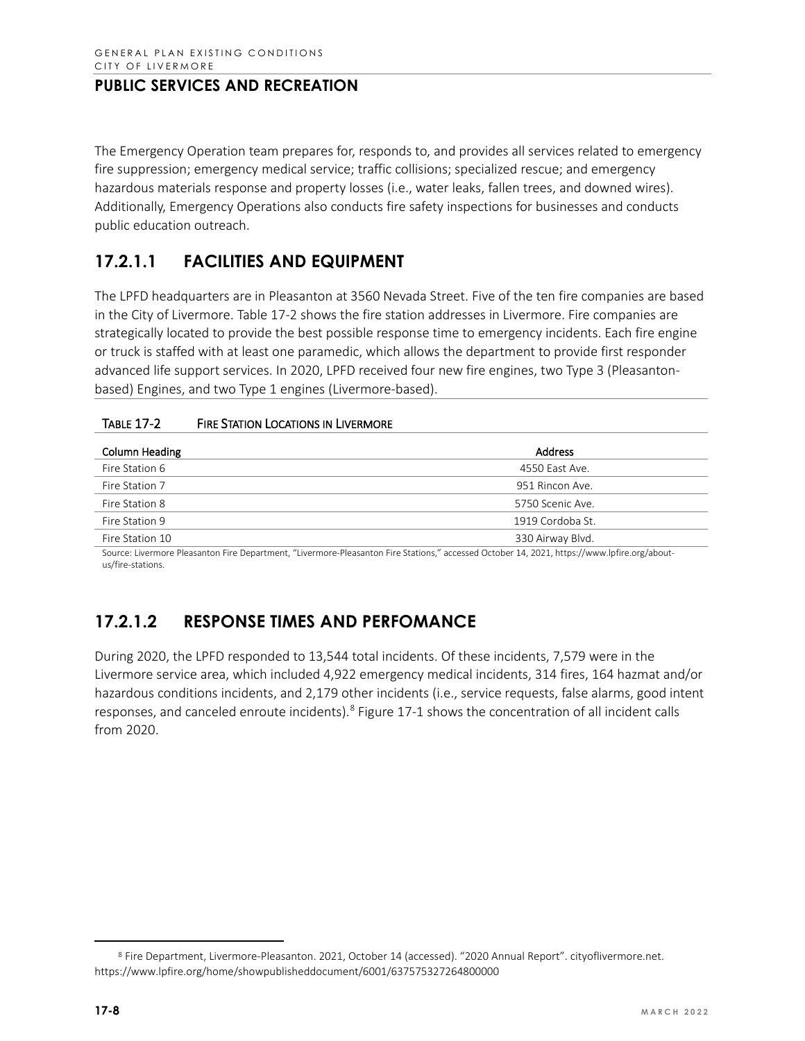## PUBLIC SERVICES AND RECREATION

The Emergency Operation team prepares for, responds to, and provides all services related to emergency fire suppression; emergency medical service; traffic collisions; specialized rescue; and emergency hazardous materials response and property losses (i.e., water leaks, fallen trees, and downed wires). Additionally, Emergency Operations also conducts fire safety inspections for businesses and conducts public education outreach.

### 17.2.1.1 FACILITIES AND EQUIPMENT

The LPFD headquarters are in Pleasanton at 3560 Nevada Street. Five of the ten fire companies are based in the City of Livermore. Table 17-2 shows the fire station addresses in Livermore. Fire companies are strategically located to provide the best possible response time to emergency incidents. Each fire engine or truck is staffed with at least one paramedic, which allows the department to provide first responder advanced life support services. In 2020, LPFD received four new fire engines, two Type 3 (Pleasanton-based) Engines, and two Type 1 engines (Livermore-based).

TABLE 17-2 FIRE STATION LOCATIONS IN LIVERMORE

| Column Heading | Address |
|---|---|
| Fire Station 6 | 4550 East Ave. |
| Fire Station 7 | 951 Rincon Ave. |
| Fire Station 8 | 5750 Scenic Ave. |
| Fire Station 9 | 1919 Cordoba St. |
| Fire Station 10 | 330 Airway Blvd. |

Source: Livermore Pleasanton Fire Department, "Livermore-Pleasanton Fire Stations," accessed October 14, 2021, https://www.lpfire.org/about-us/fire-stations.

### 17.2.1.2 RESPONSE TIMES AND PERFOMANCE

During 2020, the LPFD responded to 13,544 total incidents. Of these incidents, 7,579 were in the Livermore service area, which included 4,922 emergency medical incidents, 314 fires, 164 hazmat and/or hazardous conditions incidents, and 2,179 other incidents (i.e., service requests, false alarms, good intent responses, and canceled enroute incidents).[8] Figure 17-1 shows the concentration of all incident calls from 2020.

[8] Fire Department, Livermore-Pleasanton. 2021, October 14 (accessed). "2020 Annual Report". cityoflivermore.net. https://www.lpfire.org/home/showpublisheddocument/6001/637575327264800000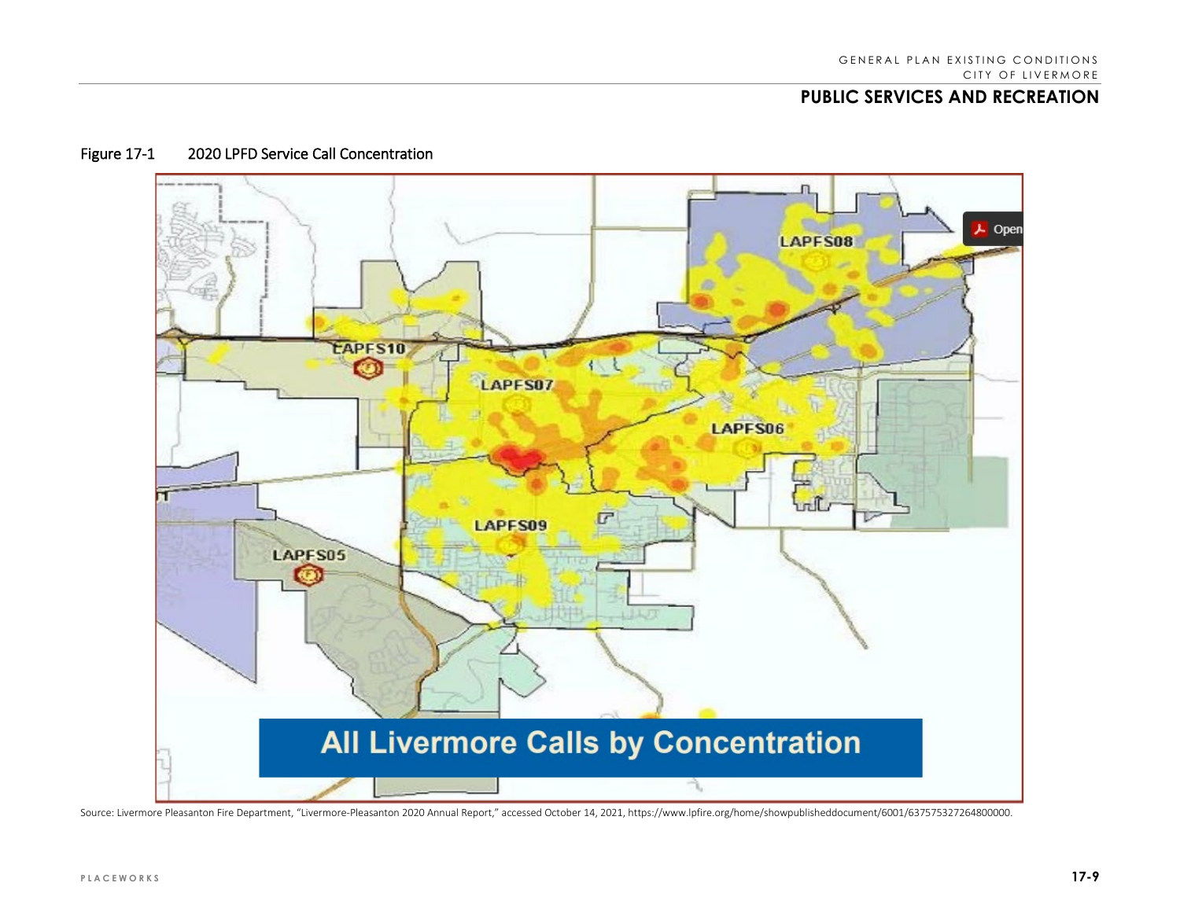Figure 17-1 2020 LPFD Service Call Concentration

Source: Livermore Pleasanton Fire Department, "Livermore-Pleasanton 2020 Annual Report," accessed October 14, 2021, https://www.lpfire.org/home/showpublisheddocument/6001/637575327264800000.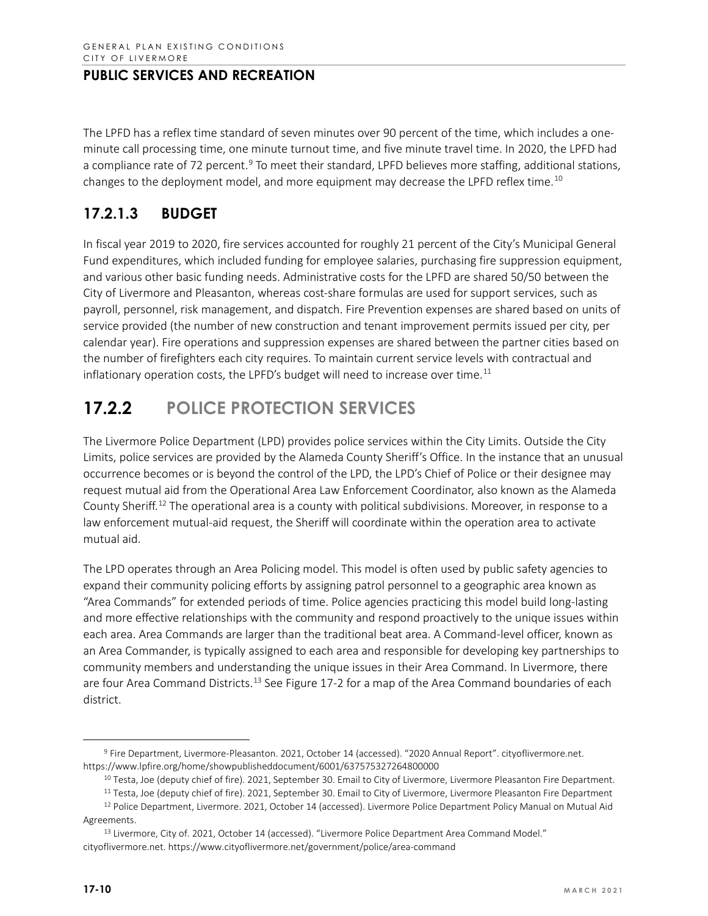The LPFD has a reflex time standard of seven minutes over 90 percent of the time, which includes a one-minute call processing time, one minute turnout time, and five minute travel time. In 2020, the LPFD had a compliance rate of 72 percent.[9] To meet their standard, LPFD believes more staffing, additional stations, changes to the deployment model, and more equipment may decrease the LPFD reflex time.[10]

### 17.2.1.3 BUDGET

In fiscal year 2019 to 2020, fire services accounted for roughly 21 percent of the City's Municipal General Fund expenditures, which included funding for employee salaries, purchasing fire suppression equipment, and various other basic funding needs. Administrative costs for the LPFD are shared 50/50 between the City of Livermore and Pleasanton, whereas cost-share formulas are used for support services, such as payroll, personnel, risk management, and dispatch. Fire Prevention expenses are shared based on units of service provided (the number of new construction and tenant improvement permits issued per city, per calendar year). Fire operations and suppression expenses are shared between the partner cities based on the number of firefighters each city requires. To maintain current service levels with contractual and inflationary operation costs, the LPFD's budget will need to increase over time.[11]

## 17.2.2 POLICE PROTECTION SERVICES

The Livermore Police Department (LPD) provides police services within the City Limits. Outside the City Limits, police services are provided by the Alameda County Sheriff's Office. In the instance that an unusual occurrence becomes or is beyond the control of the LPD, the LPD's Chief of Police or their designee may request mutual aid from the Operational Area Law Enforcement Coordinator, also known as the Alameda County Sheriff.[12] The operational area is a county with political subdivisions. Moreover, in response to a law enforcement mutual-aid request, the Sheriff will coordinate within the operation area to activate mutual aid.

The LPD operates through an Area Policing model. This model is often used by public safety agencies to expand their community policing efforts by assigning patrol personnel to a geographic area known as "Area Commands" for extended periods of time. Police agencies practicing this model build long-lasting and more effective relationships with the community and respond proactively to the unique issues within each area. Area Commands are larger than the traditional beat area. A Command-level officer, known as an Area Commander, is typically assigned to each area and responsible for developing key partnerships to community members and understanding the unique issues in their Area Command. In Livermore, there are four Area Command Districts.[13] See Figure 17-2 for a map of the Area Command boundaries of each district.

---

[9] Fire Department, Livermore-Pleasanton. 2021, October 14 (accessed). "2020 Annual Report". cityoflivermore.net. https://www.lpfire.org/home/showpublisheddocument/6001/637575327264800000

[10] Testa, Joe (deputy chief of fire). 2021, September 30. Email to City of Livermore, Livermore Pleasanton Fire Department.

[11] Testa, Joe (deputy chief of fire). 2021, September 30. Email to City of Livermore, Livermore Pleasanton Fire Department

[12] Police Department, Livermore. 2021, October 14 (accessed). Livermore Police Department Policy Manual on Mutual Aid Agreements.

[13] Livermore, City of. 2021, October 14 (accessed). "Livermore Police Department Area Command Model." cityoflivermore.net. https://www.cityoflivermore.net/government/police/area-command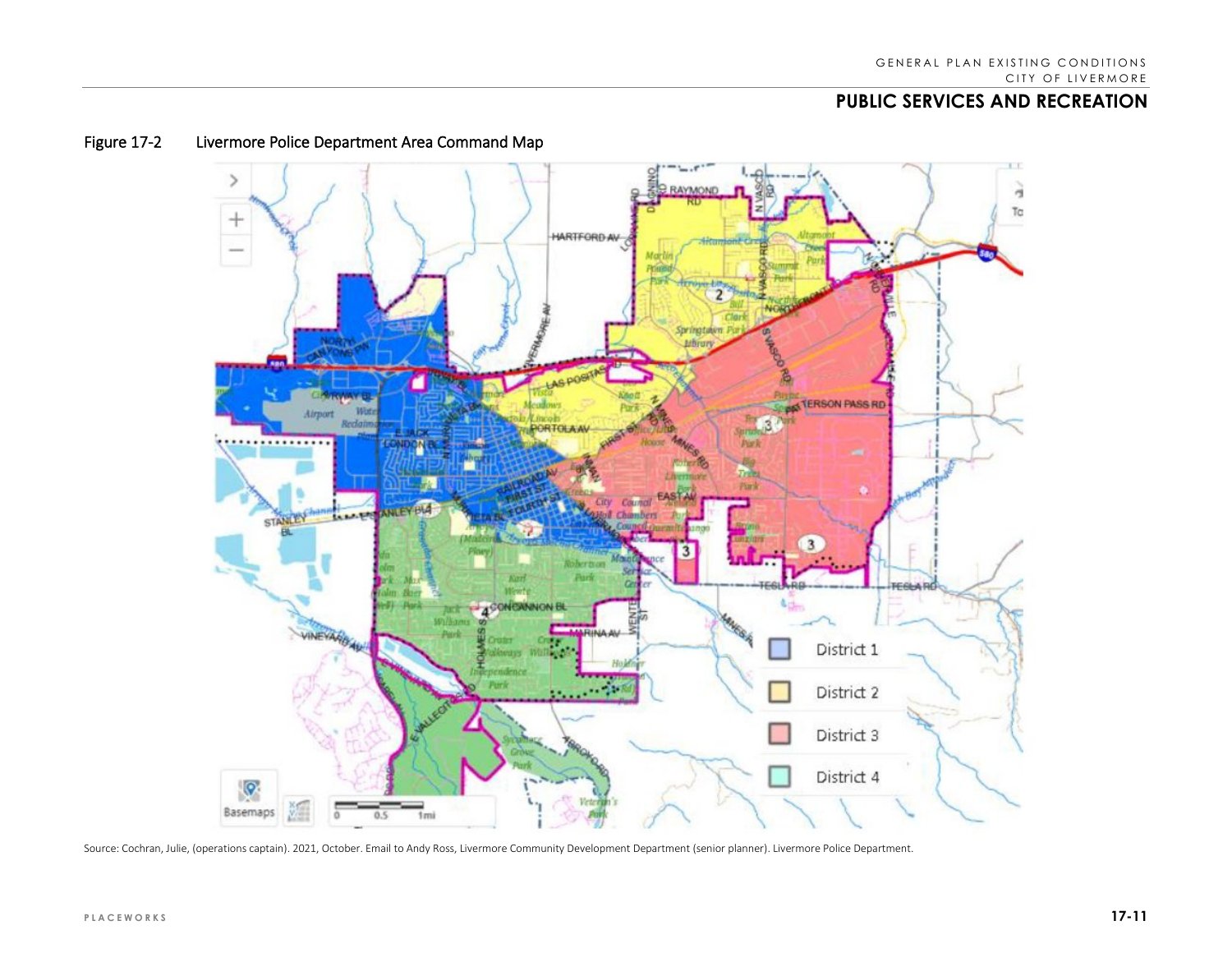# PUBLIC SERVICES AND RECREATION

Figure 17-2 Livermore Police Department Area Command Map

Source: Cochran, Julie, (operations captain). 2021, October. Email to Andy Ross, Livermore Community Development Department (senior planner). Livermore Police Department.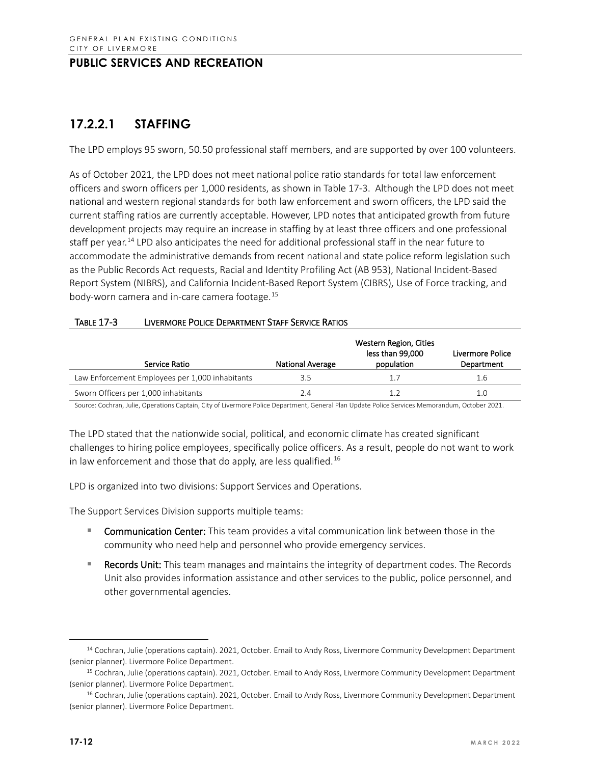## 17.2.2.1 STAFFING

The LPD employs 95 sworn, 50.50 professional staff members, and are supported by over 100 volunteers.

As of October 2021, the LPD does not meet national police ratio standards for total law enforcement officers and sworn officers per 1,000 residents, as shown in Table 17-3. Although the LPD does not meet national and western regional standards for both law enforcement and sworn officers, the LPD said the current staffing ratios are currently acceptable. However, LPD notes that anticipated growth from future development projects may require an increase in staffing by at least three officers and one professional staff per year.[14] LPD also anticipates the need for additional professional staff in the near future to accommodate the administrative demands from recent national and state police reform legislation such as the Public Records Act requests, Racial and Identity Profiling Act (AB 953), National Incident-Based Report System (NIBRS), and California Incident-Based Report System (CIBRS), Use of Force tracking, and body-worn camera and in-care camera footage.[15]

**TABLE 17-3 LIVERMORE POLICE DEPARTMENT STAFF SERVICE RATIOS**

| Service Ratio | National Average | Western Region, Cities less than 99,000 population | Livermore Police Department |
|---|---|---|---|
| Law Enforcement Employees per 1,000 inhabitants | 3.5 | 1.7 | 1.6 |
| Sworn Officers per 1,000 inhabitants | 2.4 | 1.2 | 1.0 |

Source: Cochran, Julie, Operations Captain, City of Livermore Police Department, General Plan Update Police Services Memorandum, October 2021.

The LPD stated that the nationwide social, political, and economic climate has created significant challenges to hiring police employees, specifically police officers. As a result, people do not want to work in law enforcement and those that do apply, are less qualified.[16]

LPD is organized into two divisions: Support Services and Operations.

The Support Services Division supports multiple teams:

- **Communication Center:** This team provides a vital communication link between those in the community who need help and personnel who provide emergency services.
- **Records Unit:** This team manages and maintains the integrity of department codes. The Records Unit also provides information assistance and other services to the public, police personnel, and other governmental agencies.

---

[14] Cochran, Julie (operations captain). 2021, October. Email to Andy Ross, Livermore Community Development Department (senior planner). Livermore Police Department.

[15] Cochran, Julie (operations captain). 2021, October. Email to Andy Ross, Livermore Community Development Department (senior planner). Livermore Police Department.

[16] Cochran, Julie (operations captain). 2021, October. Email to Andy Ross, Livermore Community Development Department (senior planner). Livermore Police Department.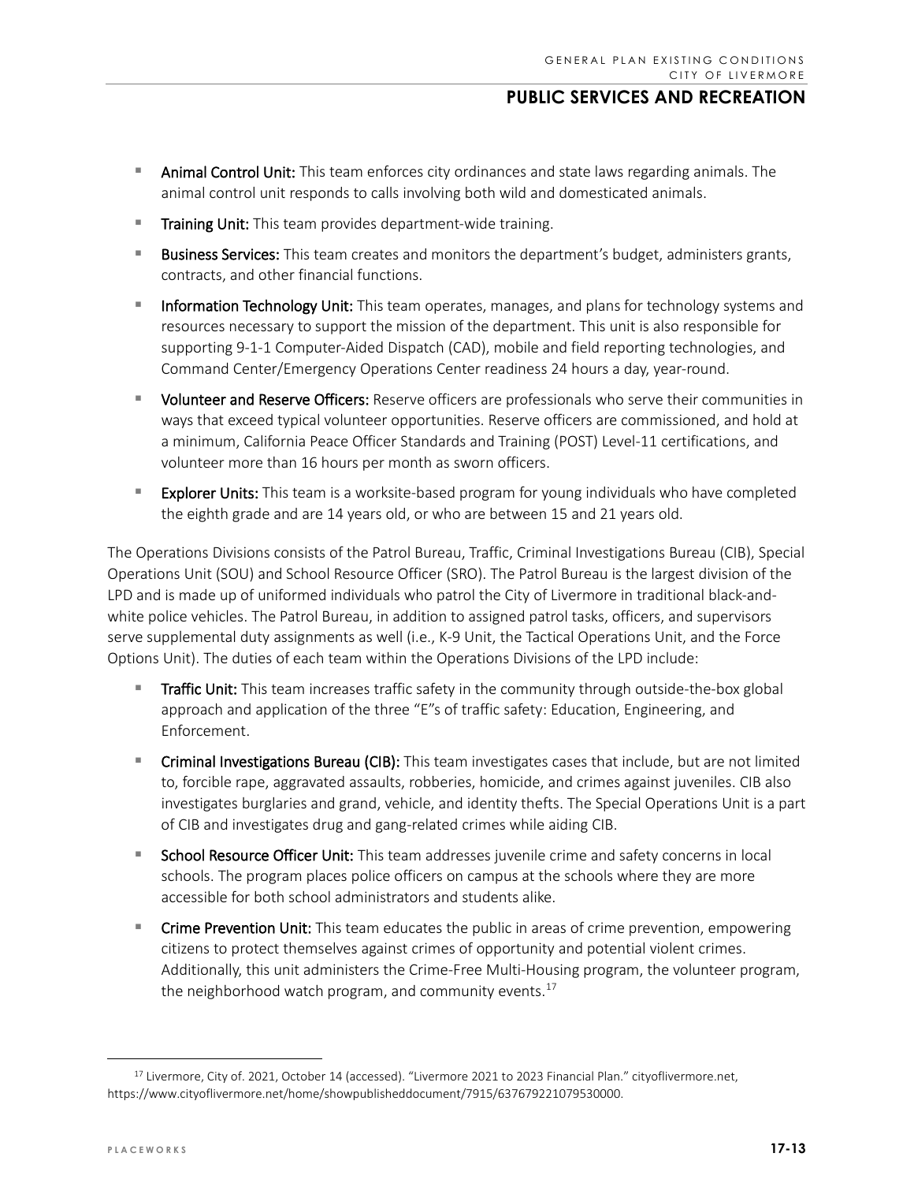- **Animal Control Unit:** This team enforces city ordinances and state laws regarding animals. The animal control unit responds to calls involving both wild and domesticated animals.
- **Training Unit:** This team provides department-wide training.
- **Business Services:** This team creates and monitors the department's budget, administers grants, contracts, and other financial functions.
- **Information Technology Unit:** This team operates, manages, and plans for technology systems and resources necessary to support the mission of the department. This unit is also responsible for supporting 9-1-1 Computer-Aided Dispatch (CAD), mobile and field reporting technologies, and Command Center/Emergency Operations Center readiness 24 hours a day, year-round.
- **Volunteer and Reserve Officers:** Reserve officers are professionals who serve their communities in ways that exceed typical volunteer opportunities. Reserve officers are commissioned, and hold at a minimum, California Peace Officer Standards and Training (POST) Level-11 certifications, and volunteer more than 16 hours per month as sworn officers.
- **Explorer Units:** This team is a worksite-based program for young individuals who have completed the eighth grade and are 14 years old, or who are between 15 and 21 years old.

The Operations Divisions consists of the Patrol Bureau, Traffic, Criminal Investigations Bureau (CIB), Special Operations Unit (SOU) and School Resource Officer (SRO). The Patrol Bureau is the largest division of the LPD and is made up of uniformed individuals who patrol the City of Livermore in traditional black-and-white police vehicles. The Patrol Bureau, in addition to assigned patrol tasks, officers, and supervisors serve supplemental duty assignments as well (i.e., K-9 Unit, the Tactical Operations Unit, and the Force Options Unit). The duties of each team within the Operations Divisions of the LPD include:

- **Traffic Unit:** This team increases traffic safety in the community through outside-the-box global approach and application of the three "E"s of traffic safety: Education, Engineering, and Enforcement.
- **Criminal Investigations Bureau (CIB):** This team investigates cases that include, but are not limited to, forcible rape, aggravated assaults, robberies, homicide, and crimes against juveniles. CIB also investigates burglaries and grand, vehicle, and identity thefts. The Special Operations Unit is a part of CIB and investigates drug and gang-related crimes while aiding CIB.
- **School Resource Officer Unit:** This team addresses juvenile crime and safety concerns in local schools. The program places police officers on campus at the schools where they are more accessible for both school administrators and students alike.
- **Crime Prevention Unit:** This team educates the public in areas of crime prevention, empowering citizens to protect themselves against crimes of opportunity and potential violent crimes. Additionally, this unit administers the Crime-Free Multi-Housing program, the volunteer program, the neighborhood watch program, and community events.[17]

[17] Livermore, City of. 2021, October 14 (accessed). "Livermore 2021 to 2023 Financial Plan." cityoflivermore.net, https://www.cityoflivermore.net/home/showpublisheddocument/7915/637679221079530000.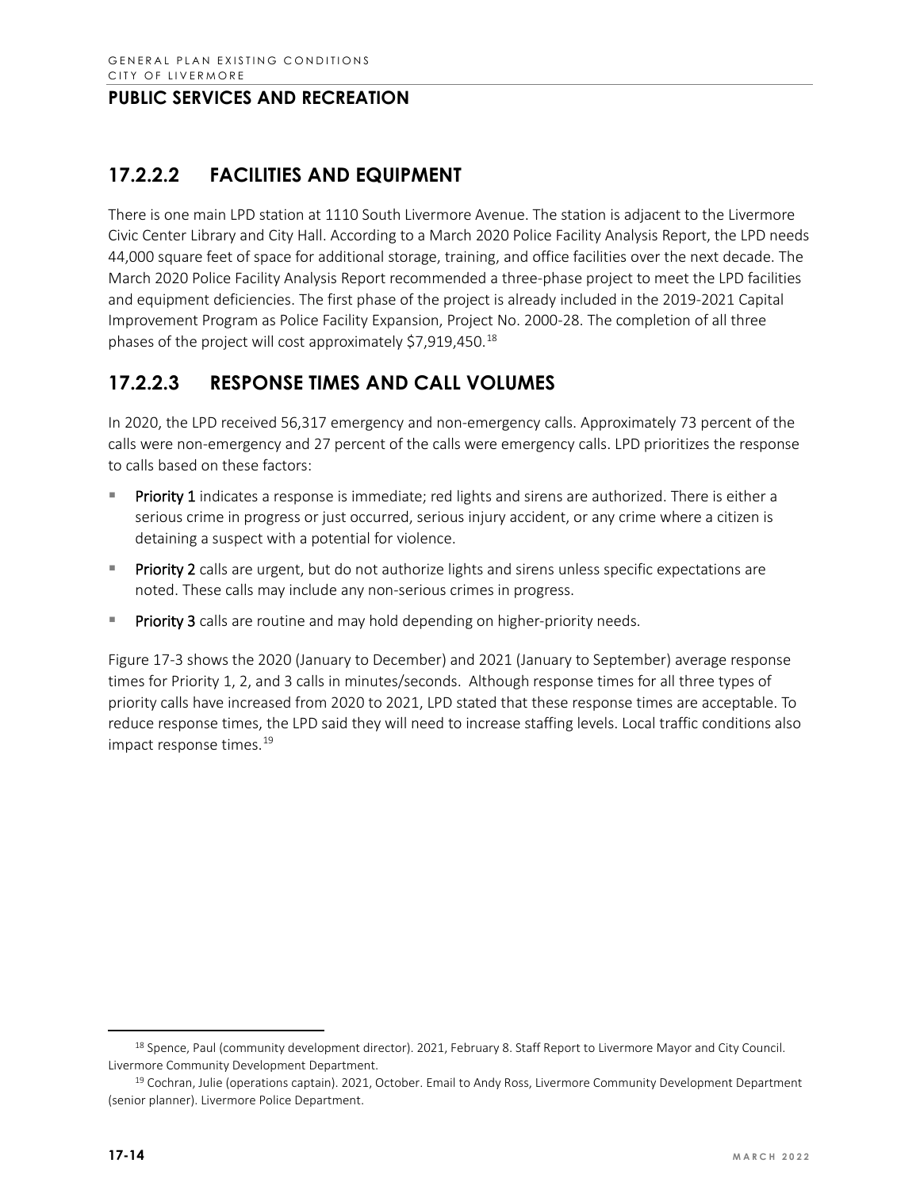## 17.2.2.2 FACILITIES AND EQUIPMENT

There is one main LPD station at 1110 South Livermore Avenue. The station is adjacent to the Livermore Civic Center Library and City Hall. According to a March 2020 Police Facility Analysis Report, the LPD needs 44,000 square feet of space for additional storage, training, and office facilities over the next decade. The March 2020 Police Facility Analysis Report recommended a three-phase project to meet the LPD facilities and equipment deficiencies. The first phase of the project is already included in the 2019-2021 Capital Improvement Program as Police Facility Expansion, Project No. 2000-28. The completion of all three phases of the project will cost approximately $7,919,450.[18]

## 17.2.2.3 RESPONSE TIMES AND CALL VOLUMES

In 2020, the LPD received 56,317 emergency and non-emergency calls. Approximately 73 percent of the calls were non-emergency and 27 percent of the calls were emergency calls. LPD prioritizes the response to calls based on these factors:

- **Priority 1** indicates a response is immediate; red lights and sirens are authorized. There is either a serious crime in progress or just occurred, serious injury accident, or any crime where a citizen is detaining a suspect with a potential for violence.
- **Priority 2** calls are urgent, but do not authorize lights and sirens unless specific expectations are noted. These calls may include any non-serious crimes in progress.
- **Priority 3** calls are routine and may hold depending on higher-priority needs.

Figure 17-3 shows the 2020 (January to December) and 2021 (January to September) average response times for Priority 1, 2, and 3 calls in minutes/seconds. Although response times for all three types of priority calls have increased from 2020 to 2021, LPD stated that these response times are acceptable. To reduce response times, the LPD said they will need to increase staffing levels. Local traffic conditions also impact response times.[19]

---

[18] Spence, Paul (community development director). 2021, February 8. Staff Report to Livermore Mayor and City Council. Livermore Community Development Department.

[19] Cochran, Julie (operations captain). 2021, October. Email to Andy Ross, Livermore Community Development Department (senior planner). Livermore Police Department.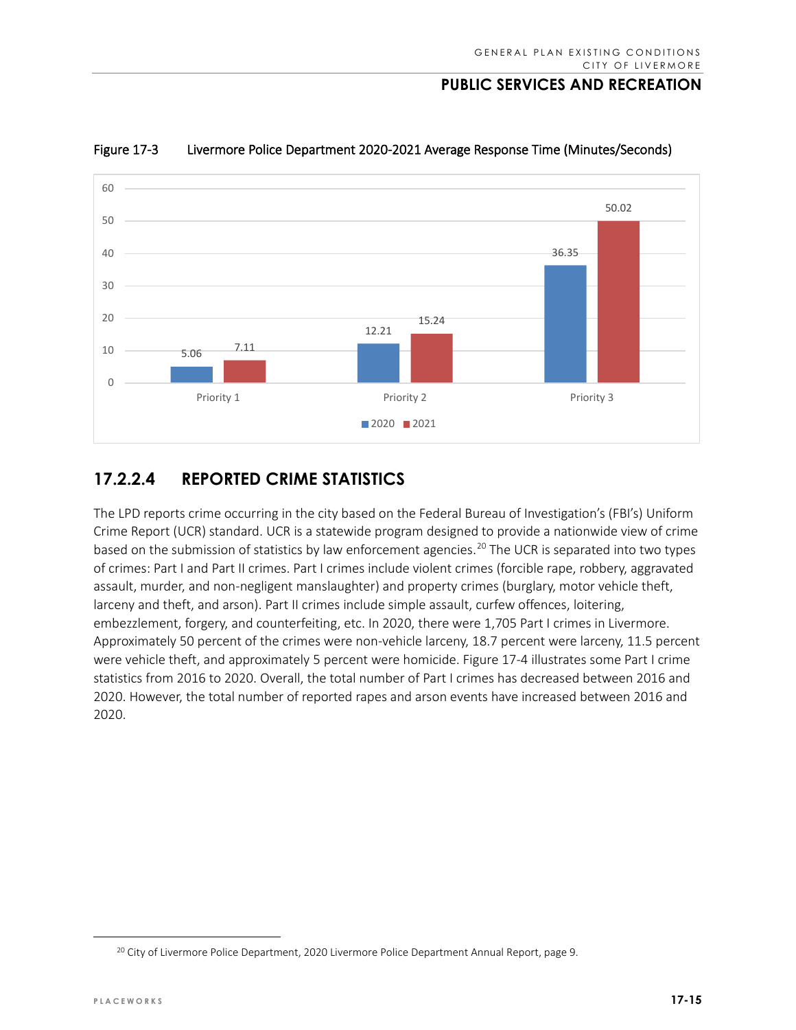Figure 17-3 Livermore Police Department 2020-2021 Average Response Time (Minutes/Seconds)

| | 2020 | 2021 |
|---|---|---|
| Priority 1 | 5.06 | 7.11 |
| Priority 2 | 12.21 | 15.24 |
| Priority 3 | 36.35 | 50.02 |

### 17.2.2.4 REPORTED CRIME STATISTICS

The LPD reports crime occurring in the city based on the Federal Bureau of Investigation's (FBI's) Uniform Crime Report (UCR) standard. UCR is a statewide program designed to provide a nationwide view of crime based on the submission of statistics by law enforcement agencies.[20] The UCR is separated into two types of crimes: Part I and Part II crimes. Part I crimes include violent crimes (forcible rape, robbery, aggravated assault, murder, and non-negligent manslaughter) and property crimes (burglary, motor vehicle theft, larceny and theft, and arson). Part II crimes include simple assault, curfew offences, loitering, embezzlement, forgery, and counterfeiting, etc. In 2020, there were 1,705 Part I crimes in Livermore. Approximately 50 percent of the crimes were non-vehicle larceny, 18.7 percent were larceny, 11.5 percent were vehicle theft, and approximately 5 percent were homicide. Figure 17-4 illustrates some Part I crime statistics from 2016 to 2020. Overall, the total number of Part I crimes has decreased between 2016 and 2020. However, the total number of reported rapes and arson events have increased between 2016 and 2020.

[20] City of Livermore Police Department, 2020 Livermore Police Department Annual Report, page 9.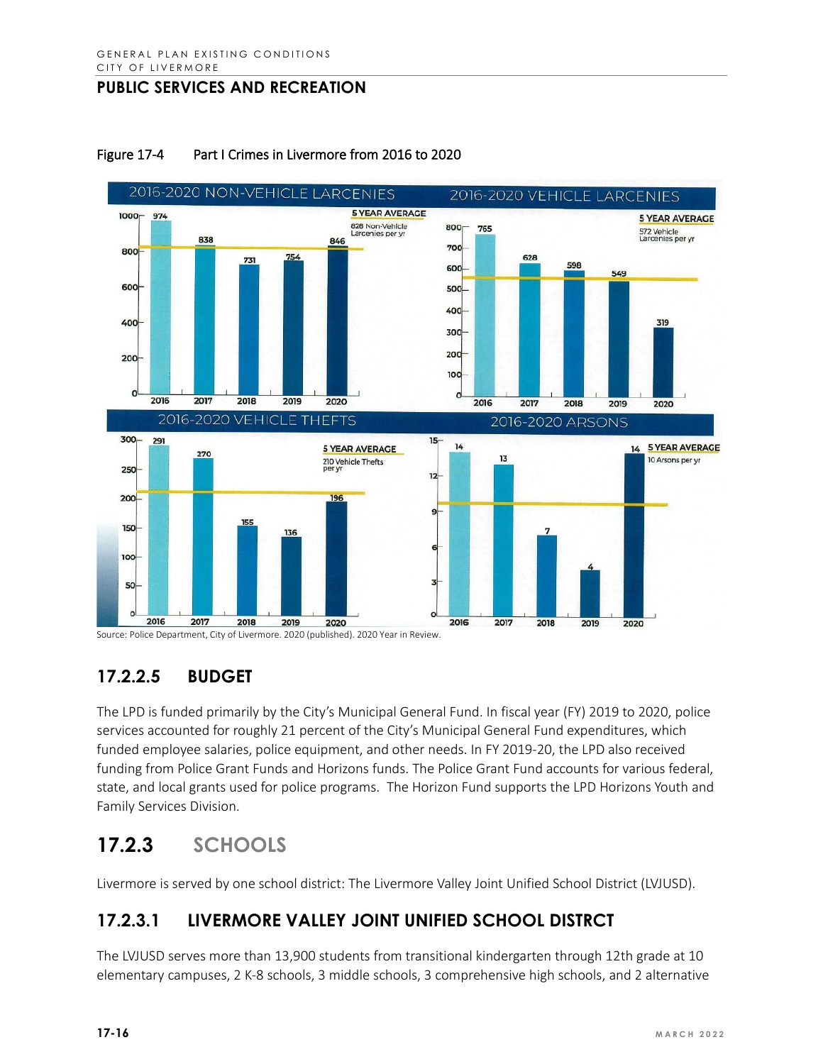# PUBLIC SERVICES AND RECREATION

Figure 17-4 Part I Crimes in Livermore from 2016 to 2020

Source: Police Department, City of Livermore. 2020 (published). 2020 Year in Review.

### 17.2.2.5 BUDGET

The LPD is funded primarily by the City's Municipal General Fund. In fiscal year (FY) 2019 to 2020, police services accounted for roughly 21 percent of the City's Municipal General Fund expenditures, which funded employee salaries, police equipment, and other needs. In FY 2019-20, the LPD also received funding from Police Grant Funds and Horizons funds. The Police Grant Fund accounts for various federal, state, and local grants used for police programs. The Horizon Fund supports the LPD Horizons Youth and Family Services Division.

## 17.2.3 SCHOOLS

Livermore is served by one school district: The Livermore Valley Joint Unified School District (LVJUSD).

### 17.2.3.1 LIVERMORE VALLEY JOINT UNIFIED SCHOOL DISTRCT

The LVJUSD serves more than 13,900 students from transitional kindergarten through 12th grade at 10 elementary campuses, 2 K-8 schools, 3 middle schools, 3 comprehensive high schools, and 2 alternative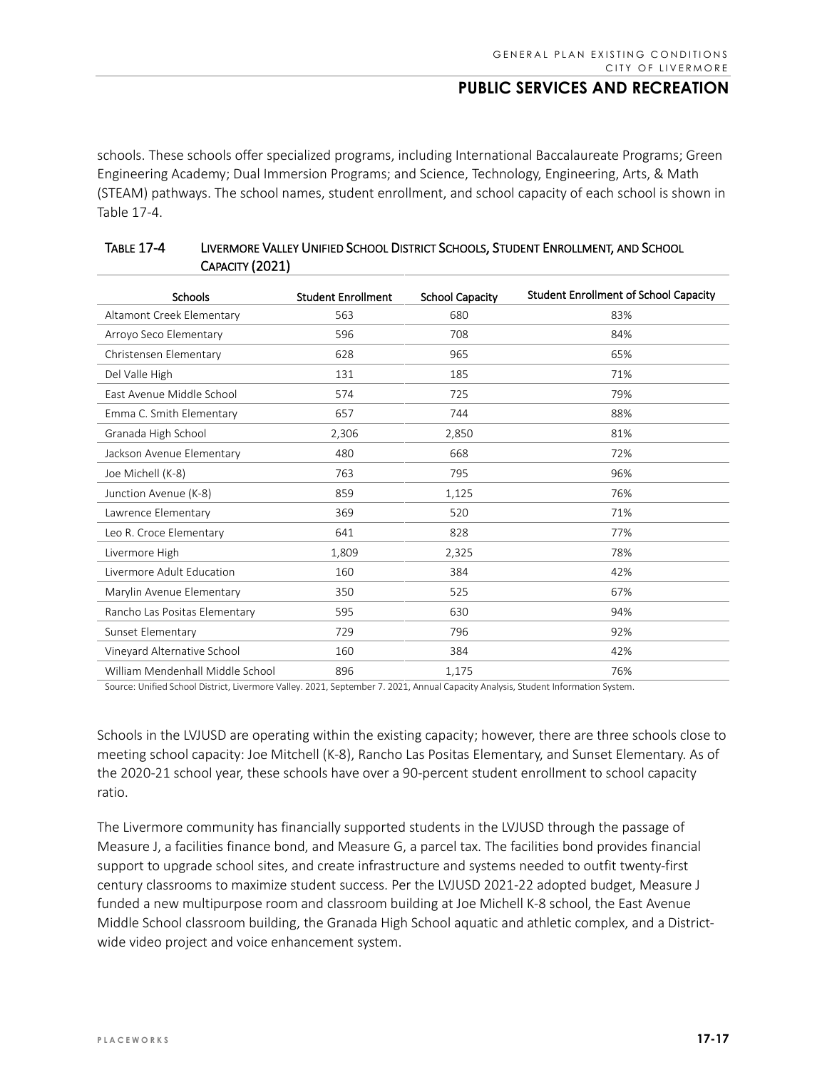schools. These schools offer specialized programs, including International Baccalaureate Programs; Green Engineering Academy; Dual Immersion Programs; and Science, Technology, Engineering, Arts, & Math (STEAM) pathways. The school names, student enrollment, and school capacity of each school is shown in Table 17-4.

**TABLE 17-4 LIVERMORE VALLEY UNIFIED SCHOOL DISTRICT SCHOOLS, STUDENT ENROLLMENT, AND SCHOOL CAPACITY (2021)**

| Schools | Student Enrollment | School Capacity | Student Enrollment of School Capacity |
|---|---|---|---|
| Altamont Creek Elementary | 563 | 680 | 83% |
| Arroyo Seco Elementary | 596 | 708 | 84% |
| Christensen Elementary | 628 | 965 | 65% |
| Del Valle High | 131 | 185 | 71% |
| East Avenue Middle School | 574 | 725 | 79% |
| Emma C. Smith Elementary | 657 | 744 | 88% |
| Granada High School | 2,306 | 2,850 | 81% |
| Jackson Avenue Elementary | 480 | 668 | 72% |
| Joe Michell (K-8) | 763 | 795 | 96% |
| Junction Avenue (K-8) | 859 | 1,125 | 76% |
| Lawrence Elementary | 369 | 520 | 71% |
| Leo R. Croce Elementary | 641 | 828 | 77% |
| Livermore High | 1,809 | 2,325 | 78% |
| Livermore Adult Education | 160 | 384 | 42% |
| Marylin Avenue Elementary | 350 | 525 | 67% |
| Rancho Las Positas Elementary | 595 | 630 | 94% |
| Sunset Elementary | 729 | 796 | 92% |
| Vineyard Alternative School | 160 | 384 | 42% |
| William Mendenhall Middle School | 896 | 1,175 | 76% |

Source: Unified School District, Livermore Valley. 2021, September 7. 2021, Annual Capacity Analysis, Student Information System.

Schools in the LVJUSD are operating within the existing capacity; however, there are three schools close to meeting school capacity: Joe Mitchell (K-8), Rancho Las Positas Elementary, and Sunset Elementary. As of the 2020-21 school year, these schools have over a 90-percent student enrollment to school capacity ratio.

The Livermore community has financially supported students in the LVJUSD through the passage of Measure J, a facilities finance bond, and Measure G, a parcel tax. The facilities bond provides financial support to upgrade school sites, and create infrastructure and systems needed to outfit twenty-first century classrooms to maximize student success. Per the LVJUSD 2021-22 adopted budget, Measure J funded a new multipurpose room and classroom building at Joe Michell K-8 school, the East Avenue Middle School classroom building, the Granada High School aquatic and athletic complex, and a District-wide video project and voice enhancement system.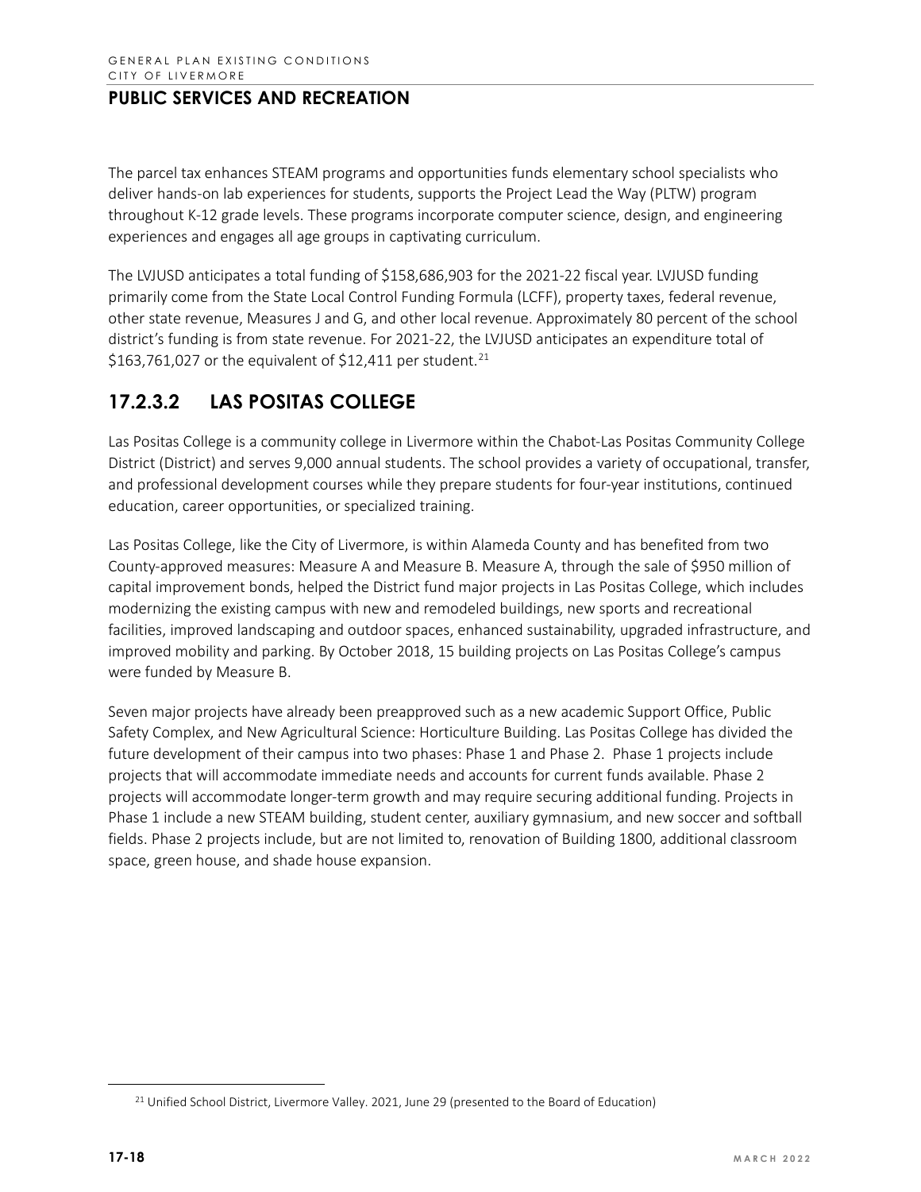The parcel tax enhances STEAM programs and opportunities funds elementary school specialists who deliver hands-on lab experiences for students, supports the Project Lead the Way (PLTW) program throughout K-12 grade levels. These programs incorporate computer science, design, and engineering experiences and engages all age groups in captivating curriculum.

The LVJUSD anticipates a total funding of $158,686,903 for the 2021-22 fiscal year. LVJUSD funding primarily come from the State Local Control Funding Formula (LCFF), property taxes, federal revenue, other state revenue, Measures J and G, and other local revenue. Approximately 80 percent of the school district's funding is from state revenue. For 2021-22, the LVJUSD anticipates an expenditure total of $163,761,027 or the equivalent of $12,411 per student.[21]

## 17.2.3.2 LAS POSITAS COLLEGE

Las Positas College is a community college in Livermore within the Chabot-Las Positas Community College District (District) and serves 9,000 annual students. The school provides a variety of occupational, transfer, and professional development courses while they prepare students for four-year institutions, continued education, career opportunities, or specialized training.

Las Positas College, like the City of Livermore, is within Alameda County and has benefited from two County-approved measures: Measure A and Measure B. Measure A, through the sale of $950 million of capital improvement bonds, helped the District fund major projects in Las Positas College, which includes modernizing the existing campus with new and remodeled buildings, new sports and recreational facilities, improved landscaping and outdoor spaces, enhanced sustainability, upgraded infrastructure, and improved mobility and parking. By October 2018, 15 building projects on Las Positas College's campus were funded by Measure B.

Seven major projects have already been preapproved such as a new academic Support Office, Public Safety Complex, and New Agricultural Science: Horticulture Building. Las Positas College has divided the future development of their campus into two phases: Phase 1 and Phase 2. Phase 1 projects include projects that will accommodate immediate needs and accounts for current funds available. Phase 2 projects will accommodate longer-term growth and may require securing additional funding. Projects in Phase 1 include a new STEAM building, student center, auxiliary gymnasium, and new soccer and softball fields. Phase 2 projects include, but are not limited to, renovation of Building 1800, additional classroom space, green house, and shade house expansion.

[21] Unified School District, Livermore Valley. 2021, June 29 (presented to the Board of Education)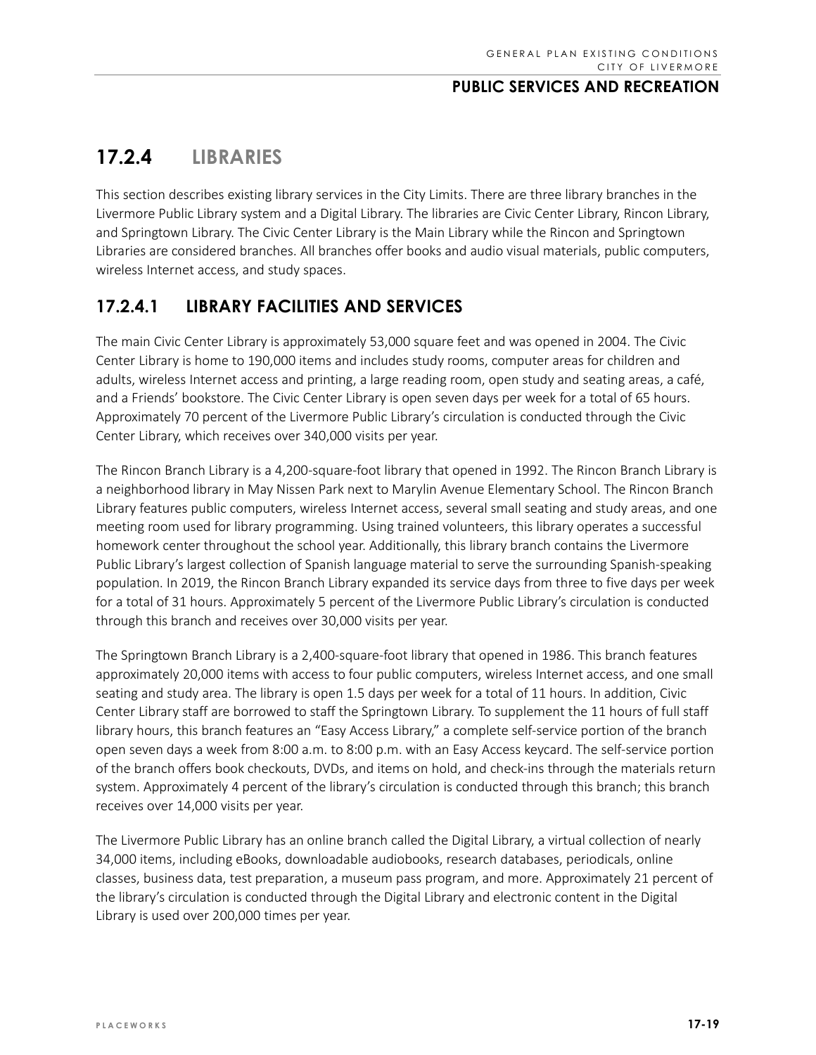## 17.2.4 LIBRARIES

This section describes existing library services in the City Limits. There are three library branches in the Livermore Public Library system and a Digital Library. The libraries are Civic Center Library, Rincon Library, and Springtown Library. The Civic Center Library is the Main Library while the Rincon and Springtown Libraries are considered branches. All branches offer books and audio visual materials, public computers, wireless Internet access, and study spaces.

### 17.2.4.1 LIBRARY FACILITIES AND SERVICES

The main Civic Center Library is approximately 53,000 square feet and was opened in 2004. The Civic Center Library is home to 190,000 items and includes study rooms, computer areas for children and adults, wireless Internet access and printing, a large reading room, open study and seating areas, a café, and a Friends' bookstore. The Civic Center Library is open seven days per week for a total of 65 hours. Approximately 70 percent of the Livermore Public Library's circulation is conducted through the Civic Center Library, which receives over 340,000 visits per year.

The Rincon Branch Library is a 4,200-square-foot library that opened in 1992. The Rincon Branch Library is a neighborhood library in May Nissen Park next to Marylin Avenue Elementary School. The Rincon Branch Library features public computers, wireless Internet access, several small seating and study areas, and one meeting room used for library programming. Using trained volunteers, this library operates a successful homework center throughout the school year. Additionally, this library branch contains the Livermore Public Library's largest collection of Spanish language material to serve the surrounding Spanish-speaking population. In 2019, the Rincon Branch Library expanded its service days from three to five days per week for a total of 31 hours. Approximately 5 percent of the Livermore Public Library's circulation is conducted through this branch and receives over 30,000 visits per year.

The Springtown Branch Library is a 2,400-square-foot library that opened in 1986. This branch features approximately 20,000 items with access to four public computers, wireless Internet access, and one small seating and study area. The library is open 1.5 days per week for a total of 11 hours. In addition, Civic Center Library staff are borrowed to staff the Springtown Library. To supplement the 11 hours of full staff library hours, this branch features an "Easy Access Library," a complete self-service portion of the branch open seven days a week from 8:00 a.m. to 8:00 p.m. with an Easy Access keycard. The self-service portion of the branch offers book checkouts, DVDs, and items on hold, and check-ins through the materials return system. Approximately 4 percent of the library's circulation is conducted through this branch; this branch receives over 14,000 visits per year.

The Livermore Public Library has an online branch called the Digital Library, a virtual collection of nearly 34,000 items, including eBooks, downloadable audiobooks, research databases, periodicals, online classes, business data, test preparation, a museum pass program, and more. Approximately 21 percent of the library's circulation is conducted through the Digital Library and electronic content in the Digital Library is used over 200,000 times per year.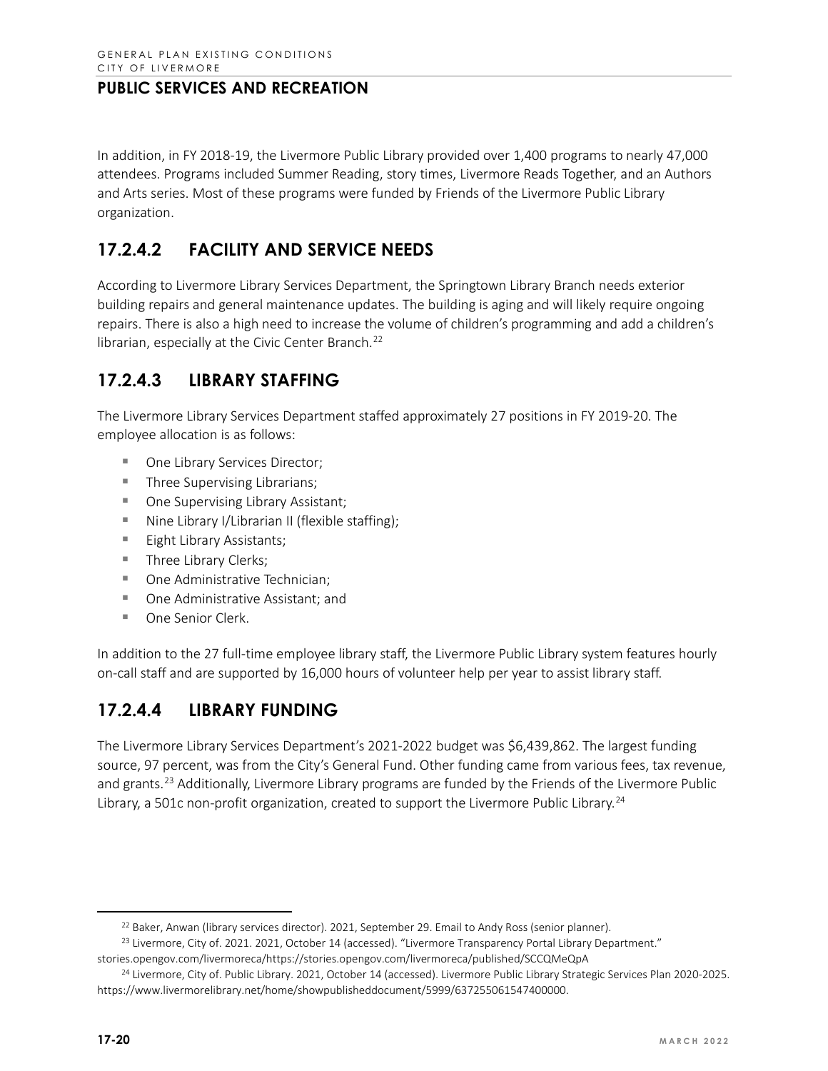In addition, in FY 2018-19, the Livermore Public Library provided over 1,400 programs to nearly 47,000 attendees. Programs included Summer Reading, story times, Livermore Reads Together, and an Authors and Arts series. Most of these programs were funded by Friends of the Livermore Public Library organization.

## 17.2.4.2 FACILITY AND SERVICE NEEDS

According to Livermore Library Services Department, the Springtown Library Branch needs exterior building repairs and general maintenance updates. The building is aging and will likely require ongoing repairs. There is also a high need to increase the volume of children's programming and add a children's librarian, especially at the Civic Center Branch.[22]

## 17.2.4.3 LIBRARY STAFFING

The Livermore Library Services Department staffed approximately 27 positions in FY 2019-20. The employee allocation is as follows:

- One Library Services Director;
- Three Supervising Librarians;
- One Supervising Library Assistant;
- Nine Library I/Librarian II (flexible staffing);
- Eight Library Assistants;
- Three Library Clerks;
- One Administrative Technician;
- One Administrative Assistant; and
- One Senior Clerk.

In addition to the 27 full-time employee library staff, the Livermore Public Library system features hourly on-call staff and are supported by 16,000 hours of volunteer help per year to assist library staff.

## 17.2.4.4 LIBRARY FUNDING

The Livermore Library Services Department's 2021-2022 budget was $6,439,862. The largest funding source, 97 percent, was from the City's General Fund. Other funding came from various fees, tax revenue, and grants.[23] Additionally, Livermore Library programs are funded by the Friends of the Livermore Public Library, a 501c non-profit organization, created to support the Livermore Public Library.[24]

---

[22] Baker, Anwan (library services director). 2021, September 29. Email to Andy Ross (senior planner).

[23] Livermore, City of. 2021. 2021, October 14 (accessed). "Livermore Transparency Portal Library Department." stories.opengov.com/livermoreca/https://stories.opengov.com/livermoreca/published/SCCQMeQpA

[24] Livermore, City of. Public Library. 2021, October 14 (accessed). Livermore Public Library Strategic Services Plan 2020-2025. https://www.livermorelibrary.net/home/showpublisheddocument/5999/637255061547400000.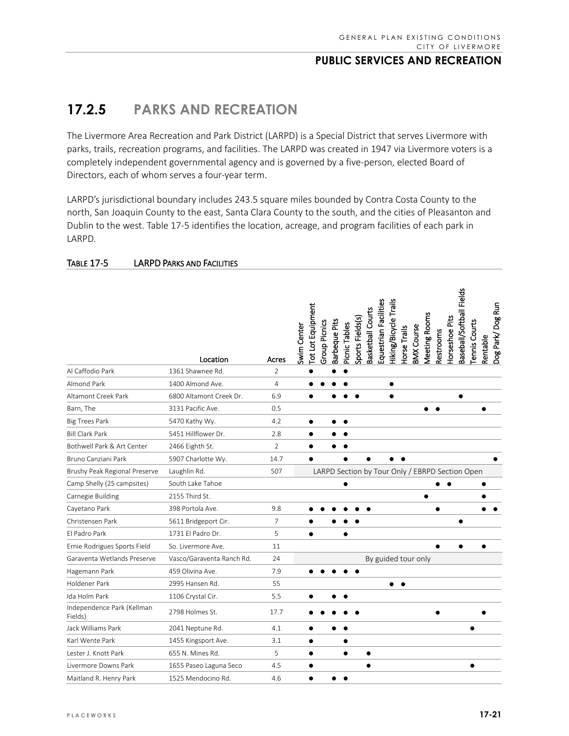## 17.2.5 PARKS AND RECREATION

The Livermore Area Recreation and Park District (LARPD) is a Special District that serves Livermore with parks, trails, recreation programs, and facilities. The LARPD was created in 1947 via Livermore voters is a completely independent governmental agency and is governed by a five-person, elected Board of Directors, each of whom serves a four-year term.

LARPD's jurisdictional boundary includes 243.5 square miles bounded by Contra Costa County to the north, San Joaquin County to the east, Santa Clara County to the south, and the cities of Pleasanton and Dublin to the west. Table 17-5 identifies the location, acreage, and program facilities of each park in LARPD.

**TABLE 17-5 LARPD PARKS AND FACILITIES**

| | Location | Acres | Swim Center | Tot Lot Equipment | Group Picnics | Barbeque Pits | Picnic Tables | Sports Fields(s) | Basketball Courts | Equestrian Facilities | Hiking/Bicycle Trails | Horse Trails | BMX Course | Meeting Rooms | Restrooms | Horseshoe Pits | Baseball/Softball Fields | Tennis Courts | Rentable | Dog Park/ Dog Run |
|---|---|---|---|---|---|---|---|---|---|---|---|---|---|---|---|---|---|---|---|---|
| Al Caffodio Park | 1361 Shawnee Rd. | 2 | | ● | | ● | ● | | | | | | | | | | | | | |
| Almond Park | 1400 Almond Ave. | 4 | | ● | ● | ● | ● | | | | ● | | | | | | | | | |
| Altamont Creek Park | 6800 Altamont Creek Dr. | 6.9 | | ● | | ● | ● | ● | | | ● | | | | | | ● | | | |
| Barn, The | 3131 Pacific Ave. | 0.5 | | | | | | | | | | | | ● | ● | | | | ● | |
| Big Trees Park | 5470 Kathy Wy. | 4.2 | | ● | | ● | ● | | | | | | | | | | | | | |
| Bill Clark Park | 5451 Hillflower Dr. | 2.8 | | ● | | ● | ● | | | | | | | | | | | | | |
| Bothwell Park & Art Center | 2466 Eighth St. | 2 | | ● | | ● | ● | | | | | | | | | | | | | |
| Bruno Canziani Park | 5907 Charlotte Wy. | 14.7 | | ● | | | ● | | ● | | ● | ● | | | | | | | | ● |
| Brushy Peak Regional Preserve | Laughlin Rd. | 507 | LARPD Section by Tour Only / EBRPD Section Open | | | | | | | | | | | | | | | | | |
| Camp Shelly (25 campsites) | South Lake Tahoe | | | | | | ● | | | | | | | | ● | ● | | | ● | |
| Carnegie Building | 2155 Third St. | | | | | | | | | | | | | ● | | | | | ● | |
| Cayetano Park | 398 Portola Ave. | 9.8 | | ● | ● | ● | ● | ● | ● | | | | | | ● | | | | ● | ● |
| Christensen Park | 5611 Bridgeport Cir. | 7 | | ● | | ● | ● | ● | | | | | | | | | ● | | | |
| El Padro Park | 1731 El Padro Dr. | 5 | | ● | | | ● | | | | | | | | | | | | | |
| Ernie Rodrigues Sports Field | So. Livermore Ave. | 11 | | | | | | | | | | | | | ● | | ● | | ● | |
| Garaventa Wetlands Preserve | Vasco/Garaventa Ranch Rd. | 24 | By guided tour only | | | | | | | | | | | | | | | | | |
| Hagemann Park | 459 Olivina Ave. | 7.9 | | ● | ● | ● | ● | ● | | | | | | | | | | | | |
| Holdener Park | 2995 Hansen Rd. | 55 | | | | | | | | | ● | ● | | | | | | | | |
| Ida Holm Park | 1106 Crystal Cir. | 5.5 | | ● | | ● | ● | | | | | | | | | | | | | |
| Independence Park (Kellman Fields) | 2798 Holmes St. | 17.7 | | ● | ● | ● | ● | ● | | | | | | | ● | | | | ● | |
| Jack Williams Park | 2041 Neptune Rd. | 4.1 | | ● | | ● | ● | | | | | | | | | | | ● | | |
| Karl Wente Park | 1455 Kingsport Ave. | 3.1 | | ● | | | ● | | | | | | | | | | | | | |
| Lester J. Knott Park | 655 N. Mines Rd. | 5 | | ● | | | ● | | ● | | | | | | | | | | | |
| Livermore Downs Park | 1655 Paseo Laguna Seco | 4.5 | | ● | | | | | ● | | | | | | | | | ● | | |
| Maitland R. Henry Park | 1525 Mendocino Rd. | 4.6 | | ● | | ● | ● | | | | | | | | | | | | | |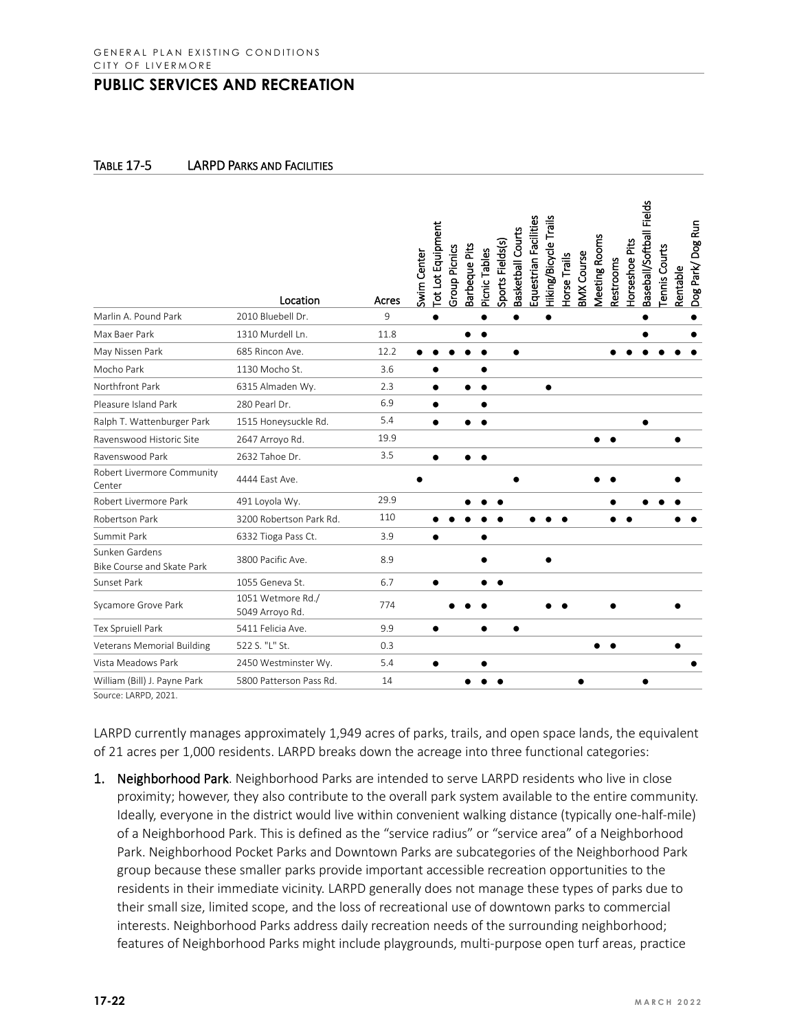## PUBLIC SERVICES AND RECREATION

TABLE 17-5 LARPD PARKS AND FACILITIES

| | Location | Acres | Swim Center | Tot Lot Equipment | Group Picnics | Barbeque Pits | Picnic Tables | Sports Field(s) | Basketball Courts | Equestrian Facilities | Hiking/Bicycle Trails | Horse Trails | BMX Course | Meeting Rooms | Restrooms | Horseshoe Pits | Baseball/Softball Fields | Tennis Courts | Rentable | Dog Park/ Dog Run |
|---|---|---|---|---|---|---|---|---|---|---|---|---|---|---|---|---|---|---|---|---|
| Marlin A. Pound Park | 2010 Bluebell Dr. | 9 | | ● | | | ● | | ● | | ● | | | | | | ● | | | ● |
| Max Baer Park | 1310 Murdell Ln. | 11.8 | | | | ● | ● | | | | | | | | | | ● | | | ● |
| May Nissen Park | 685 Rincon Ave. | 12.2 | ● | ● | ● | ● | ● | | ● | | | | | | ● | ● | ● | ● | ● | ● |
| Mocho Park | 1130 Mocho St. | 3.6 | | ● | | | ● | | | | | | | | | | | | | |
| Northfront Park | 6315 Almaden Wy. | 2.3 | | ● | | ● | ● | | | | ● | | | | | | | | | |
| Pleasure Island Park | 280 Pearl Dr. | 6.9 | | ● | | | ● | | | | | | | | | | | | | |
| Ralph T. Wattenburger Park | 1515 Honeysuckle Rd. | 5.4 | | ● | | ● | ● | | | | | | | | | | ● | | | |
| Ravenswood Historic Site | 2647 Arroyo Rd. | 19.9 | | | | | | | | | | | | ● | ● | | | | ● | |
| Ravenswood Park | 2632 Tahoe Dr. | 3.5 | | ● | | ● | ● | | | | | | | | | | | | | |
| Robert Livermore Community Center | 4444 East Ave. | | ● | | | | | | ● | | | | | ● | ● | | | | ● | |
| Robert Livermore Park | 491 Loyola Wy. | 29.9 | | | | ● | ● | ● | | | | | | | ● | | ● | ● | ● | |
| Robertson Park | 3200 Robertson Park Rd. | 110 | | ● | ● | ● | ● | ● | | ● | ● | ● | | | ● | ● | | | ● | ● |
| Summit Park | 6332 Tioga Pass Ct. | 3.9 | | ● | | | ● | | | | | | | | | | | | | |
| Sunken Gardens Bike Course and Skate Park | 3800 Pacific Ave. | 8.9 | | | | | ● | | | | ● | | | | | | | | | |
| Sunset Park | 1055 Geneva St. | 6.7 | | ● | | | ● | ● | | | | | | | | | | | | |
| Sycamore Grove Park | 1051 Wetmore Rd./ 5049 Arroyo Rd. | 774 | | | ● | ● | ● | | | | ● | ● | | | ● | | | | ● | |
| Tex Spruiell Park | 5411 Felicia Ave. | 9.9 | | ● | | | ● | | ● | | | | | | | | | | | |
| Veterans Memorial Building | 522 S. "L" St. | 0.3 | | | | | | | | | | | | ● | ● | | | | ● | |
| Vista Meadows Park | 2450 Westminster Wy. | 5.4 | | ● | | | ● | | | | | | | | | | | | | ● |
| William (Bill) J. Payne Park | 5800 Patterson Pass Rd. | 14 | | | | ● | ● | ● | | | | | ● | | | | ● | | | |

Source: LARPD, 2021.

LARPD currently manages approximately 1,949 acres of parks, trails, and open space lands, the equivalent of 21 acres per 1,000 residents. LARPD breaks down the acreage into three functional categories:

1. **Neighborhood Park**. Neighborhood Parks are intended to serve LARPD residents who live in close proximity; however, they also contribute to the overall park system available to the entire community. Ideally, everyone in the district would live within convenient walking distance (typically one-half-mile) of a Neighborhood Park. This is defined as the "service radius" or "service area" of a Neighborhood Park. Neighborhood Pocket Parks and Downtown Parks are subcategories of the Neighborhood Park group because these smaller parks provide important accessible recreation opportunities to the residents in their immediate vicinity. LARPD generally does not manage these types of parks due to their small size, limited scope, and the loss of recreational use of downtown parks to commercial interests. Neighborhood Parks address daily recreation needs of the surrounding neighborhood; features of Neighborhood Parks might include playgrounds, multi-purpose open turf areas, practice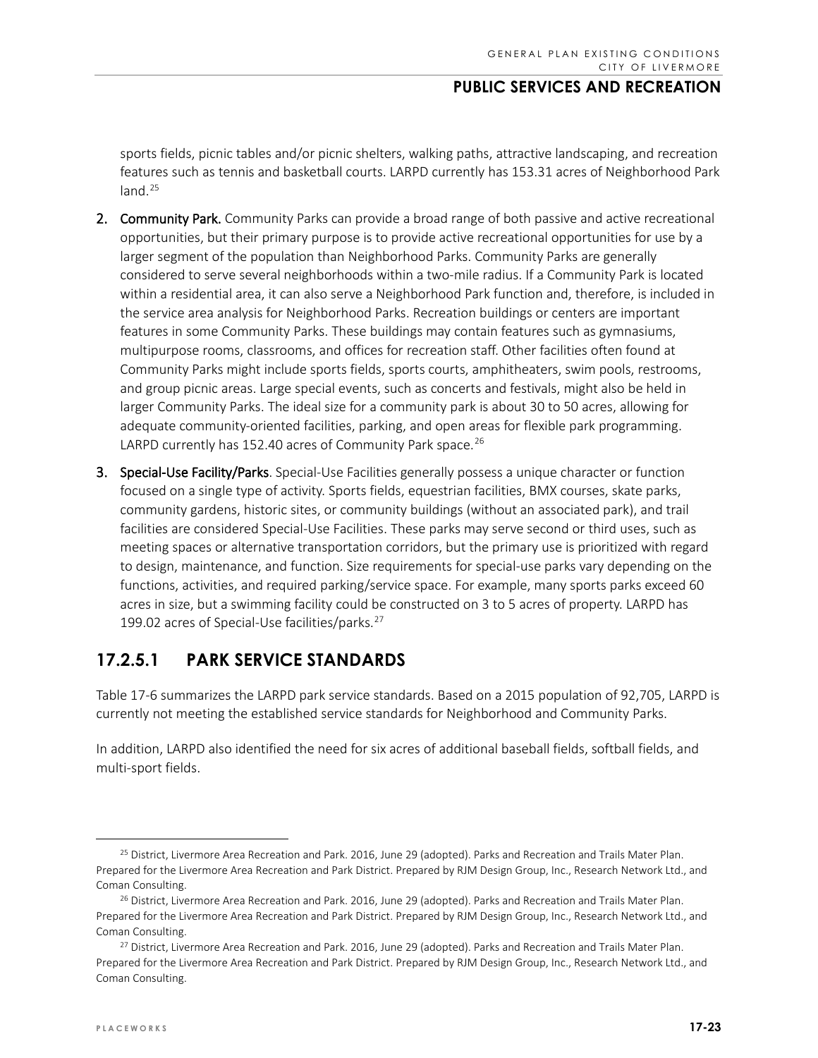sports fields, picnic tables and/or picnic shelters, walking paths, attractive landscaping, and recreation features such as tennis and basketball courts. LARPD currently has 153.31 acres of Neighborhood Park land.[25]

2. **Community Park.** Community Parks can provide a broad range of both passive and active recreational opportunities, but their primary purpose is to provide active recreational opportunities for use by a larger segment of the population than Neighborhood Parks. Community Parks are generally considered to serve several neighborhoods within a two-mile radius. If a Community Park is located within a residential area, it can also serve a Neighborhood Park function and, therefore, is included in the service area analysis for Neighborhood Parks. Recreation buildings or centers are important features in some Community Parks. These buildings may contain features such as gymnasiums, multipurpose rooms, classrooms, and offices for recreation staff. Other facilities often found at Community Parks might include sports fields, sports courts, amphitheaters, swim pools, restrooms, and group picnic areas. Large special events, such as concerts and festivals, might also be held in larger Community Parks. The ideal size for a community park is about 30 to 50 acres, allowing for adequate community-oriented facilities, parking, and open areas for flexible park programming. LARPD currently has 152.40 acres of Community Park space.[26]

3. **Special-Use Facility/Parks**. Special-Use Facilities generally possess a unique character or function focused on a single type of activity. Sports fields, equestrian facilities, BMX courses, skate parks, community gardens, historic sites, or community buildings (without an associated park), and trail facilities are considered Special-Use Facilities. These parks may serve second or third uses, such as meeting spaces or alternative transportation corridors, but the primary use is prioritized with regard to design, maintenance, and function. Size requirements for special-use parks vary depending on the functions, activities, and required parking/service space. For example, many sports parks exceed 60 acres in size, but a swimming facility could be constructed on 3 to 5 acres of property. LARPD has 199.02 acres of Special-Use facilities/parks.[27]

### 17.2.5.1 PARK SERVICE STANDARDS

Table 17-6 summarizes the LARPD park service standards. Based on a 2015 population of 92,705, LARPD is currently not meeting the established service standards for Neighborhood and Community Parks.

In addition, LARPD also identified the need for six acres of additional baseball fields, softball fields, and multi-sport fields.

---

[25] District, Livermore Area Recreation and Park. 2016, June 29 (adopted). Parks and Recreation and Trails Mater Plan. Prepared for the Livermore Area Recreation and Park District. Prepared by RJM Design Group, Inc., Research Network Ltd., and Coman Consulting.

[26] District, Livermore Area Recreation and Park. 2016, June 29 (adopted). Parks and Recreation and Trails Mater Plan. Prepared for the Livermore Area Recreation and Park District. Prepared by RJM Design Group, Inc., Research Network Ltd., and Coman Consulting.

[27] District, Livermore Area Recreation and Park. 2016, June 29 (adopted). Parks and Recreation and Trails Mater Plan. Prepared for the Livermore Area Recreation and Park District. Prepared by RJM Design Group, Inc., Research Network Ltd., and Coman Consulting.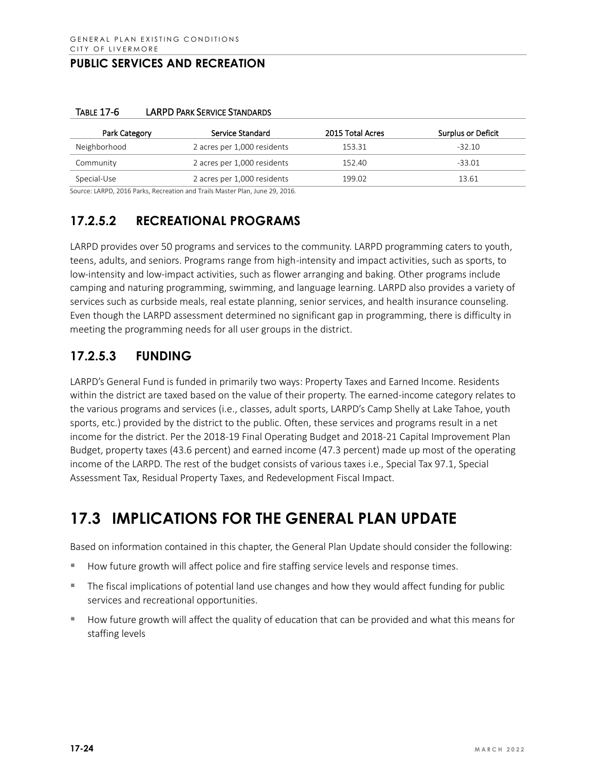TABLE 17-6 LARPD PARK SERVICE STANDARDS

| Park Category | Service Standard | 2015 Total Acres | Surplus or Deficit |
|---|---|---|---|
| Neighborhood | 2 acres per 1,000 residents | 153.31 | -32.10 |
| Community | 2 acres per 1,000 residents | 152.40 | -33.01 |
| Special-Use | 2 acres per 1,000 residents | 199.02 | 13.61 |

Source: LARPD, 2016 Parks, Recreation and Trails Master Plan, June 29, 2016.

### 17.2.5.2 RECREATIONAL PROGRAMS

LARPD provides over 50 programs and services to the community. LARPD programming caters to youth, teens, adults, and seniors. Programs range from high-intensity and impact activities, such as sports, to low-intensity and low-impact activities, such as flower arranging and baking. Other programs include camping and naturing programming, swimming, and language learning. LARPD also provides a variety of services such as curbside meals, real estate planning, senior services, and health insurance counseling. Even though the LARPD assessment determined no significant gap in programming, there is difficulty in meeting the programming needs for all user groups in the district.

### 17.2.5.3 FUNDING

LARPD's General Fund is funded in primarily two ways: Property Taxes and Earned Income. Residents within the district are taxed based on the value of their property. The earned-income category relates to the various programs and services (i.e., classes, adult sports, LARPD's Camp Shelly at Lake Tahoe, youth sports, etc.) provided by the district to the public. Often, these services and programs result in a net income for the district. Per the 2018-19 Final Operating Budget and 2018-21 Capital Improvement Plan Budget, property taxes (43.6 percent) and earned income (47.3 percent) made up most of the operating income of the LARPD. The rest of the budget consists of various taxes i.e., Special Tax 97.1, Special Assessment Tax, Residual Property Taxes, and Redevelopment Fiscal Impact.

## 17.3 IMPLICATIONS FOR THE GENERAL PLAN UPDATE

Based on information contained in this chapter, the General Plan Update should consider the following:

- How future growth will affect police and fire staffing service levels and response times.
- The fiscal implications of potential land use changes and how they would affect funding for public services and recreational opportunities.
- How future growth will affect the quality of education that can be provided and what this means for staffing levels